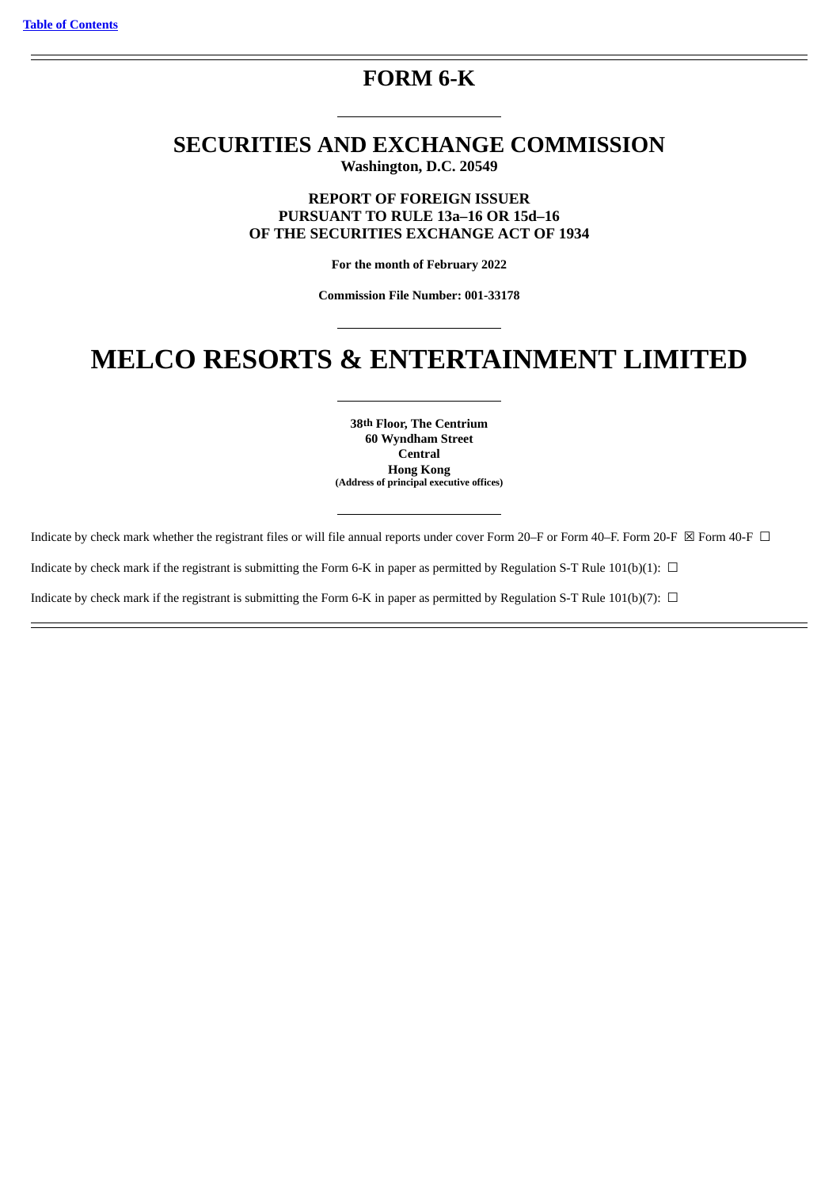[Table of Contents](#)

# FORM 6-K

## SECURITIES AND EXCHANGE COMMISSION

**Washington, D.C. 20549**

**REPORT OF FOREIGN ISSUER**
**PURSUANT TO RULE 13a–16 OR 15d–16**
**OF THE SECURITIES EXCHANGE ACT OF 1934**

**For the month of February 2022**

**Commission File Number: 001-33178**

# MELCO RESORTS & ENTERTAINMENT LIMITED

**38th Floor, The Centrium**
**60 Wyndham Street**
**Central**
**Hong Kong**
**(Address of principal executive offices)**

Indicate by check mark whether the registrant files or will file annual reports under cover Form 20–F or Form 40–F. Form 20-F ☒ Form 40-F ☐

Indicate by check mark if the registrant is submitting the Form 6-K in paper as permitted by Regulation S-T Rule 101(b)(1): ☐

Indicate by check mark if the registrant is submitting the Form 6-K in paper as permitted by Regulation S-T Rule 101(b)(7): ☐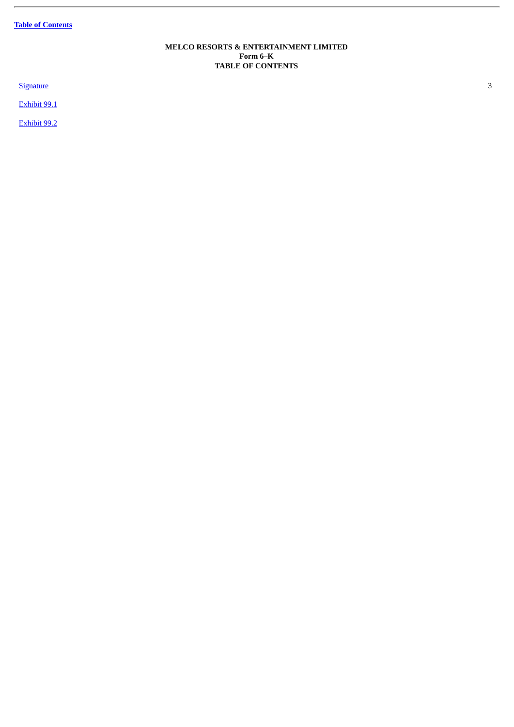[Table of Contents](#)

**MELCO RESORTS & ENTERTAINMENT LIMITED**
**Form 6–K**
**TABLE OF CONTENTS**

| | |
|---|---|
| [Signature](#) | 3 |
| [Exhibit 99.1](#) | |
| [Exhibit 99.2](#) | |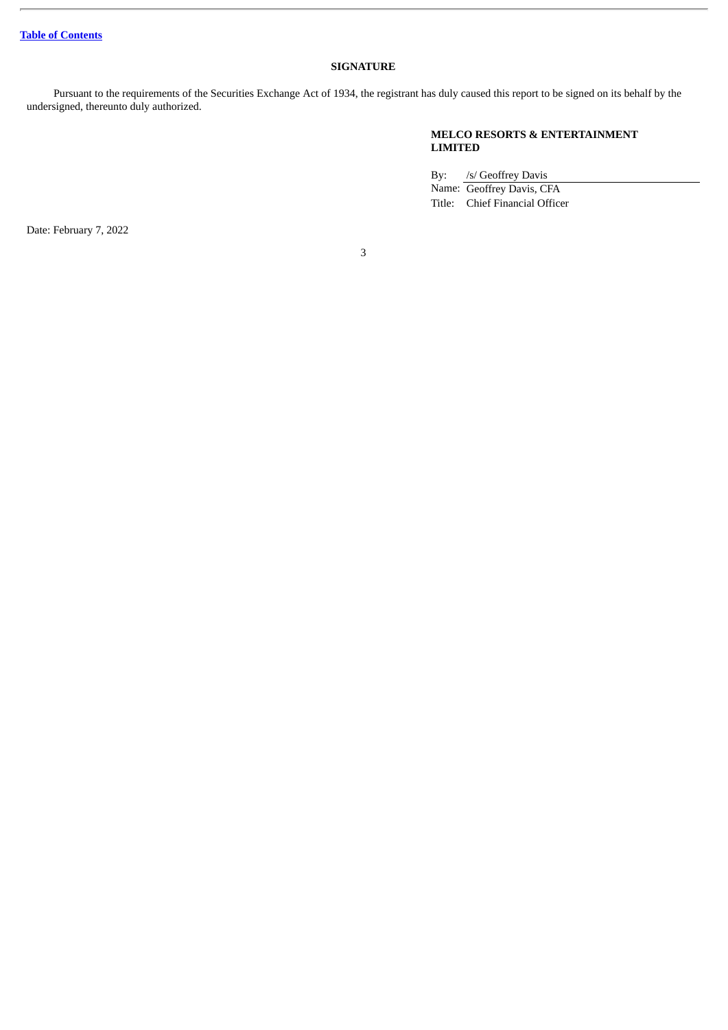[Table of Contents](#)

## SIGNATURE

Pursuant to the requirements of the Securities Exchange Act of 1934, the registrant has duly caused this report to be signed on its behalf by the undersigned, thereunto duly authorized.

**MELCO RESORTS & ENTERTAINMENT LIMITED**

By: /s/ Geoffrey Davis
Name: Geoffrey Davis, CFA
Title: Chief Financial Officer

Date: February 7, 2022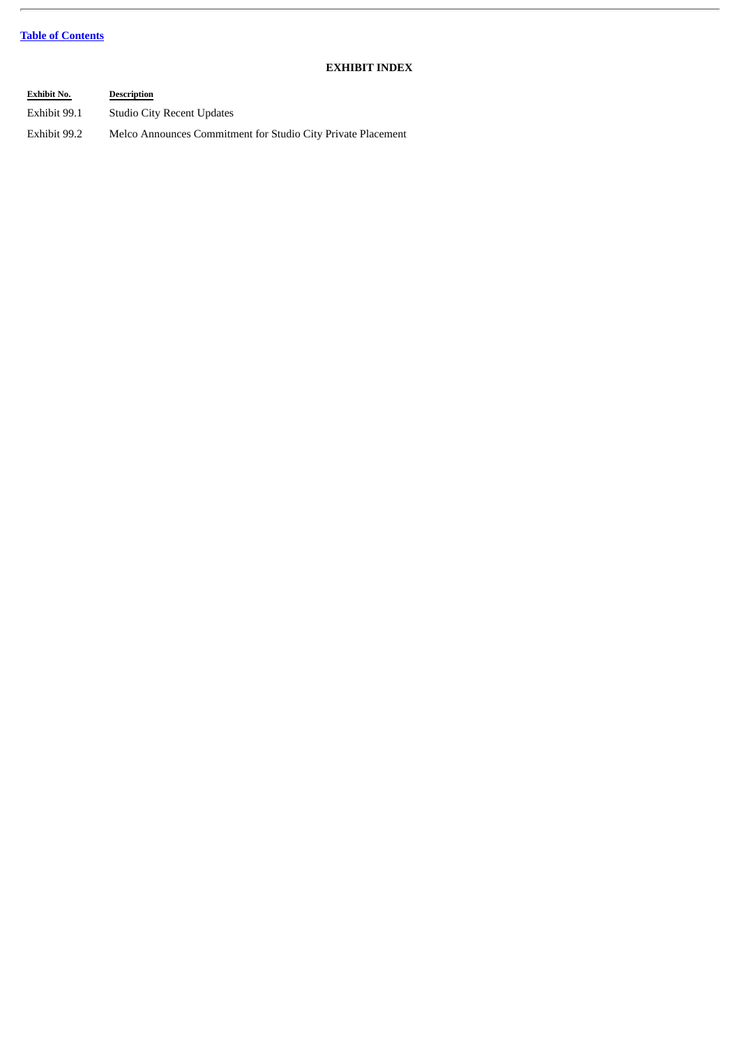[Table of Contents](#)

## EXHIBIT INDEX

| Exhibit No. | Description |
| --- | --- |
| Exhibit 99.1 | Studio City Recent Updates |
| Exhibit 99.2 | Melco Announces Commitment for Studio City Private Placement |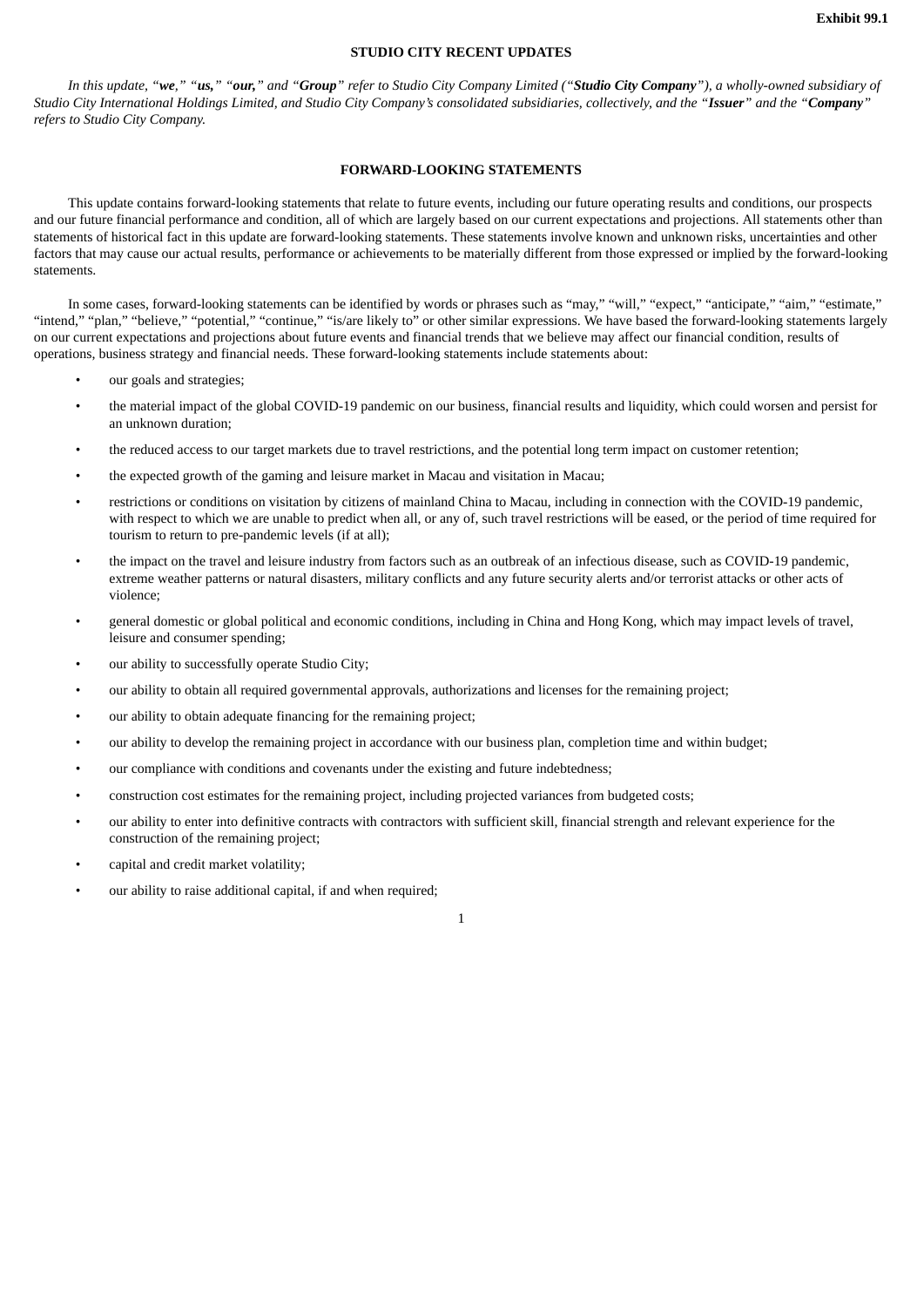**Exhibit 99.1**

## STUDIO CITY RECENT UPDATES

*In this update, "**we**," "**us,**" "**our,**" and "**Group**" refer to Studio City Company Limited ("**Studio City Company**"), a wholly-owned subsidiary of Studio City International Holdings Limited, and Studio City Company's consolidated subsidiaries, collectively, and the "**Issuer**" and the "**Company**" refers to Studio City Company.*

## FORWARD-LOOKING STATEMENTS

This update contains forward-looking statements that relate to future events, including our future operating results and conditions, our prospects and our future financial performance and condition, all of which are largely based on our current expectations and projections. All statements other than statements of historical fact in this update are forward-looking statements. These statements involve known and unknown risks, uncertainties and other factors that may cause our actual results, performance or achievements to be materially different from those expressed or implied by the forward-looking statements.

In some cases, forward-looking statements can be identified by words or phrases such as "may," "will," "expect," "anticipate," "aim," "estimate," "intend," "plan," "believe," "potential," "continue," "is/are likely to" or other similar expressions. We have based the forward-looking statements largely on our current expectations and projections about future events and financial trends that we believe may affect our financial condition, results of operations, business strategy and financial needs. These forward-looking statements include statements about:

- our goals and strategies;
- the material impact of the global COVID-19 pandemic on our business, financial results and liquidity, which could worsen and persist for an unknown duration;
- the reduced access to our target markets due to travel restrictions, and the potential long term impact on customer retention;
- the expected growth of the gaming and leisure market in Macau and visitation in Macau;
- restrictions or conditions on visitation by citizens of mainland China to Macau, including in connection with the COVID-19 pandemic, with respect to which we are unable to predict when all, or any of, such travel restrictions will be eased, or the period of time required for tourism to return to pre-pandemic levels (if at all);
- the impact on the travel and leisure industry from factors such as an outbreak of an infectious disease, such as COVID-19 pandemic, extreme weather patterns or natural disasters, military conflicts and any future security alerts and/or terrorist attacks or other acts of violence;
- general domestic or global political and economic conditions, including in China and Hong Kong, which may impact levels of travel, leisure and consumer spending;
- our ability to successfully operate Studio City;
- our ability to obtain all required governmental approvals, authorizations and licenses for the remaining project;
- our ability to obtain adequate financing for the remaining project;
- our ability to develop the remaining project in accordance with our business plan, completion time and within budget;
- our compliance with conditions and covenants under the existing and future indebtedness;
- construction cost estimates for the remaining project, including projected variances from budgeted costs;
- our ability to enter into definitive contracts with contractors with sufficient skill, financial strength and relevant experience for the construction of the remaining project;
- capital and credit market volatility;
- our ability to raise additional capital, if and when required;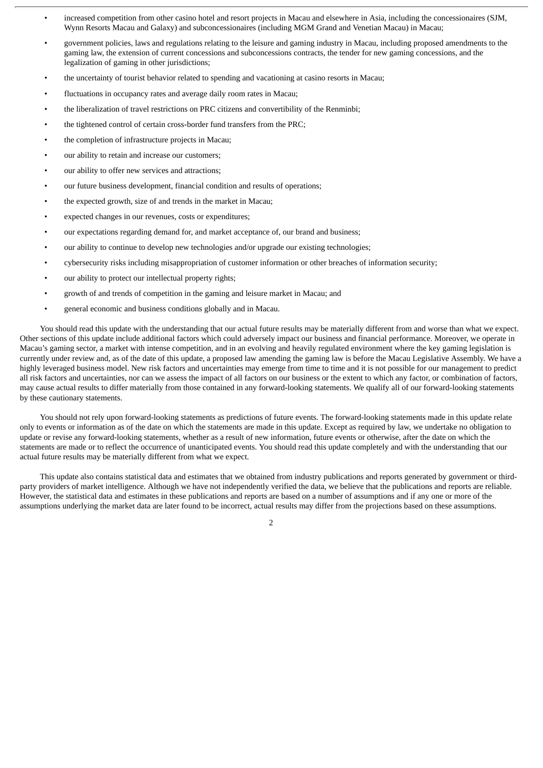- increased competition from other casino hotel and resort projects in Macau and elsewhere in Asia, including the concessionaires (SJM, Wynn Resorts Macau and Galaxy) and subconcessionaires (including MGM Grand and Venetian Macau) in Macau;
- government policies, laws and regulations relating to the leisure and gaming industry in Macau, including proposed amendments to the gaming law, the extension of current concessions and subconcessions contracts, the tender for new gaming concessions, and the legalization of gaming in other jurisdictions;
- the uncertainty of tourist behavior related to spending and vacationing at casino resorts in Macau;
- fluctuations in occupancy rates and average daily room rates in Macau;
- the liberalization of travel restrictions on PRC citizens and convertibility of the Renminbi;
- the tightened control of certain cross-border fund transfers from the PRC;
- the completion of infrastructure projects in Macau;
- our ability to retain and increase our customers;
- our ability to offer new services and attractions;
- our future business development, financial condition and results of operations;
- the expected growth, size of and trends in the market in Macau;
- expected changes in our revenues, costs or expenditures;
- our expectations regarding demand for, and market acceptance of, our brand and business;
- our ability to continue to develop new technologies and/or upgrade our existing technologies;
- cybersecurity risks including misappropriation of customer information or other breaches of information security;
- our ability to protect our intellectual property rights;
- growth of and trends of competition in the gaming and leisure market in Macau; and
- general economic and business conditions globally and in Macau.

You should read this update with the understanding that our actual future results may be materially different from and worse than what we expect. Other sections of this update include additional factors which could adversely impact our business and financial performance. Moreover, we operate in Macau's gaming sector, a market with intense competition, and in an evolving and heavily regulated environment where the key gaming legislation is currently under review and, as of the date of this update, a proposed law amending the gaming law is before the Macau Legislative Assembly. We have a highly leveraged business model. New risk factors and uncertainties may emerge from time to time and it is not possible for our management to predict all risk factors and uncertainties, nor can we assess the impact of all factors on our business or the extent to which any factor, or combination of factors, may cause actual results to differ materially from those contained in any forward-looking statements. We qualify all of our forward-looking statements by these cautionary statements.

You should not rely upon forward-looking statements as predictions of future events. The forward-looking statements made in this update relate only to events or information as of the date on which the statements are made in this update. Except as required by law, we undertake no obligation to update or revise any forward-looking statements, whether as a result of new information, future events or otherwise, after the date on which the statements are made or to reflect the occurrence of unanticipated events. You should read this update completely and with the understanding that our actual future results may be materially different from what we expect.

This update also contains statistical data and estimates that we obtained from industry publications and reports generated by government or third-party providers of market intelligence. Although we have not independently verified the data, we believe that the publications and reports are reliable. However, the statistical data and estimates in these publications and reports are based on a number of assumptions and if any one or more of the assumptions underlying the market data are later found to be incorrect, actual results may differ from the projections based on these assumptions.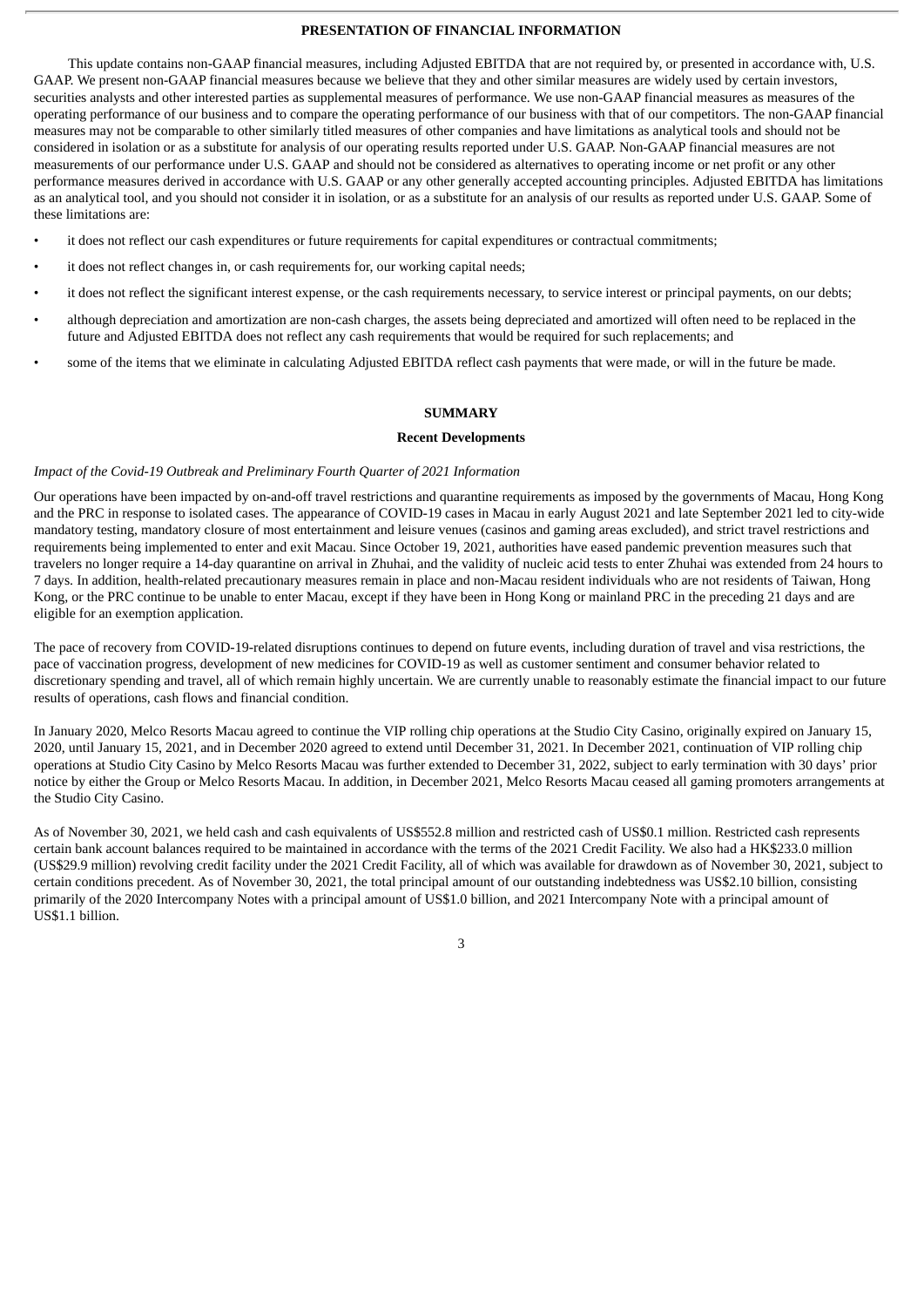## PRESENTATION OF FINANCIAL INFORMATION

This update contains non-GAAP financial measures, including Adjusted EBITDA that are not required by, or presented in accordance with, U.S. GAAP. We present non-GAAP financial measures because we believe that they and other similar measures are widely used by certain investors, securities analysts and other interested parties as supplemental measures of performance. We use non-GAAP financial measures as measures of the operating performance of our business and to compare the operating performance of our business with that of our competitors. The non-GAAP financial measures may not be comparable to other similarly titled measures of other companies and have limitations as analytical tools and should not be considered in isolation or as a substitute for analysis of our operating results reported under U.S. GAAP. Non-GAAP financial measures are not measurements of our performance under U.S. GAAP and should not be considered as alternatives to operating income or net profit or any other performance measures derived in accordance with U.S. GAAP or any other generally accepted accounting principles. Adjusted EBITDA has limitations as an analytical tool, and you should not consider it in isolation, or as a substitute for an analysis of our results as reported under U.S. GAAP. Some of these limitations are:

- it does not reflect our cash expenditures or future requirements for capital expenditures or contractual commitments;
- it does not reflect changes in, or cash requirements for, our working capital needs;
- it does not reflect the significant interest expense, or the cash requirements necessary, to service interest or principal payments, on our debts;
- although depreciation and amortization are non-cash charges, the assets being depreciated and amortized will often need to be replaced in the future and Adjusted EBITDA does not reflect any cash requirements that would be required for such replacements; and
- some of the items that we eliminate in calculating Adjusted EBITDA reflect cash payments that were made, or will in the future be made.

## SUMMARY

### Recent Developments

*Impact of the Covid-19 Outbreak and Preliminary Fourth Quarter of 2021 Information*

Our operations have been impacted by on-and-off travel restrictions and quarantine requirements as imposed by the governments of Macau, Hong Kong and the PRC in response to isolated cases. The appearance of COVID-19 cases in Macau in early August 2021 and late September 2021 led to city-wide mandatory testing, mandatory closure of most entertainment and leisure venues (casinos and gaming areas excluded), and strict travel restrictions and requirements being implemented to enter and exit Macau. Since October 19, 2021, authorities have eased pandemic prevention measures such that travelers no longer require a 14-day quarantine on arrival in Zhuhai, and the validity of nucleic acid tests to enter Zhuhai was extended from 24 hours to 7 days. In addition, health-related precautionary measures remain in place and non-Macau resident individuals who are not residents of Taiwan, Hong Kong, or the PRC continue to be unable to enter Macau, except if they have been in Hong Kong or mainland PRC in the preceding 21 days and are eligible for an exemption application.

The pace of recovery from COVID-19-related disruptions continues to depend on future events, including duration of travel and visa restrictions, the pace of vaccination progress, development of new medicines for COVID-19 as well as customer sentiment and consumer behavior related to discretionary spending and travel, all of which remain highly uncertain. We are currently unable to reasonably estimate the financial impact to our future results of operations, cash flows and financial condition.

In January 2020, Melco Resorts Macau agreed to continue the VIP rolling chip operations at the Studio City Casino, originally expired on January 15, 2020, until January 15, 2021, and in December 2020 agreed to extend until December 31, 2021. In December 2021, continuation of VIP rolling chip operations at Studio City Casino by Melco Resorts Macau was further extended to December 31, 2022, subject to early termination with 30 days' prior notice by either the Group or Melco Resorts Macau. In addition, in December 2021, Melco Resorts Macau ceased all gaming promoters arrangements at the Studio City Casino.

As of November 30, 2021, we held cash and cash equivalents of US$552.8 million and restricted cash of US$0.1 million. Restricted cash represents certain bank account balances required to be maintained in accordance with the terms of the 2021 Credit Facility. We also had a HK$233.0 million (US$29.9 million) revolving credit facility under the 2021 Credit Facility, all of which was available for drawdown as of November 30, 2021, subject to certain conditions precedent. As of November 30, 2021, the total principal amount of our outstanding indebtedness was US$2.10 billion, consisting primarily of the 2020 Intercompany Notes with a principal amount of US$1.0 billion, and 2021 Intercompany Note with a principal amount of US$1.1 billion.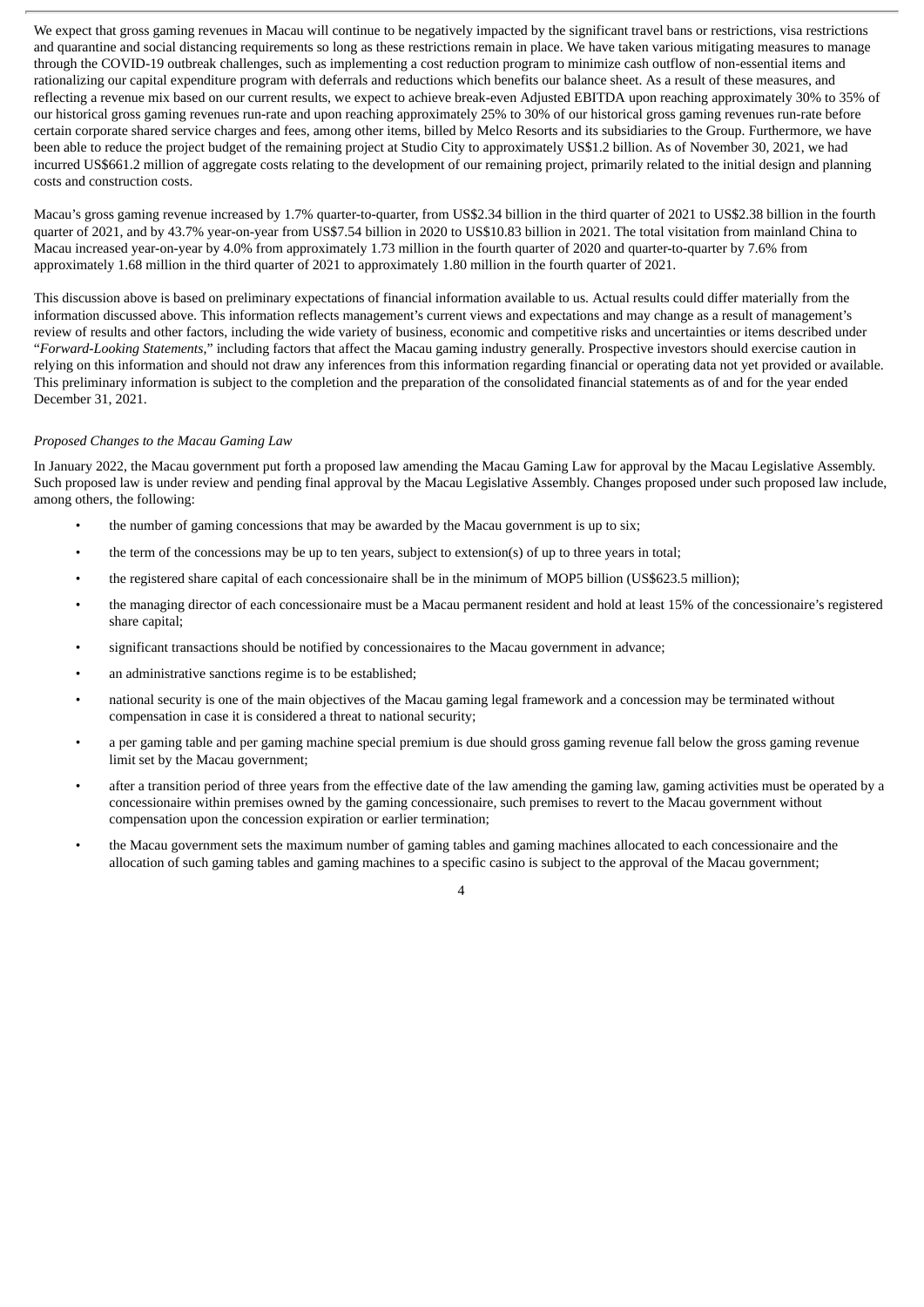We expect that gross gaming revenues in Macau will continue to be negatively impacted by the significant travel bans or restrictions, visa restrictions and quarantine and social distancing requirements so long as these restrictions remain in place. We have taken various mitigating measures to manage through the COVID-19 outbreak challenges, such as implementing a cost reduction program to minimize cash outflow of non-essential items and rationalizing our capital expenditure program with deferrals and reductions which benefits our balance sheet. As a result of these measures, and reflecting a revenue mix based on our current results, we expect to achieve break-even Adjusted EBITDA upon reaching approximately 30% to 35% of our historical gross gaming revenues run-rate and upon reaching approximately 25% to 30% of our historical gross gaming revenues run-rate before certain corporate shared service charges and fees, among other items, billed by Melco Resorts and its subsidiaries to the Group. Furthermore, we have been able to reduce the project budget of the remaining project at Studio City to approximately US$1.2 billion. As of November 30, 2021, we had incurred US$661.2 million of aggregate costs relating to the development of our remaining project, primarily related to the initial design and planning costs and construction costs.

Macau's gross gaming revenue increased by 1.7% quarter-to-quarter, from US$2.34 billion in the third quarter of 2021 to US$2.38 billion in the fourth quarter of 2021, and by 43.7% year-on-year from US$7.54 billion in 2020 to US$10.83 billion in 2021. The total visitation from mainland China to Macau increased year-on-year by 4.0% from approximately 1.73 million in the fourth quarter of 2020 and quarter-to-quarter by 7.6% from approximately 1.68 million in the third quarter of 2021 to approximately 1.80 million in the fourth quarter of 2021.

This discussion above is based on preliminary expectations of financial information available to us. Actual results could differ materially from the information discussed above. This information reflects management's current views and expectations and may change as a result of management's review of results and other factors, including the wide variety of business, economic and competitive risks and uncertainties or items described under "*Forward-Looking Statements*," including factors that affect the Macau gaming industry generally. Prospective investors should exercise caution in relying on this information and should not draw any inferences from this information regarding financial or operating data not yet provided or available. This preliminary information is subject to the completion and the preparation of the consolidated financial statements as of and for the year ended December 31, 2021.

*Proposed Changes to the Macau Gaming Law*

In January 2022, the Macau government put forth a proposed law amending the Macau Gaming Law for approval by the Macau Legislative Assembly. Such proposed law is under review and pending final approval by the Macau Legislative Assembly. Changes proposed under such proposed law include, among others, the following:

- the number of gaming concessions that may be awarded by the Macau government is up to six;
- the term of the concessions may be up to ten years, subject to extension(s) of up to three years in total;
- the registered share capital of each concessionaire shall be in the minimum of MOP5 billion (US$623.5 million);
- the managing director of each concessionaire must be a Macau permanent resident and hold at least 15% of the concessionaire's registered share capital;
- significant transactions should be notified by concessionaires to the Macau government in advance;
- an administrative sanctions regime is to be established;
- national security is one of the main objectives of the Macau gaming legal framework and a concession may be terminated without compensation in case it is considered a threat to national security;
- a per gaming table and per gaming machine special premium is due should gross gaming revenue fall below the gross gaming revenue limit set by the Macau government;
- after a transition period of three years from the effective date of the law amending the gaming law, gaming activities must be operated by a concessionaire within premises owned by the gaming concessionaire, such premises to revert to the Macau government without compensation upon the concession expiration or earlier termination;
- the Macau government sets the maximum number of gaming tables and gaming machines allocated to each concessionaire and the allocation of such gaming tables and gaming machines to a specific casino is subject to the approval of the Macau government;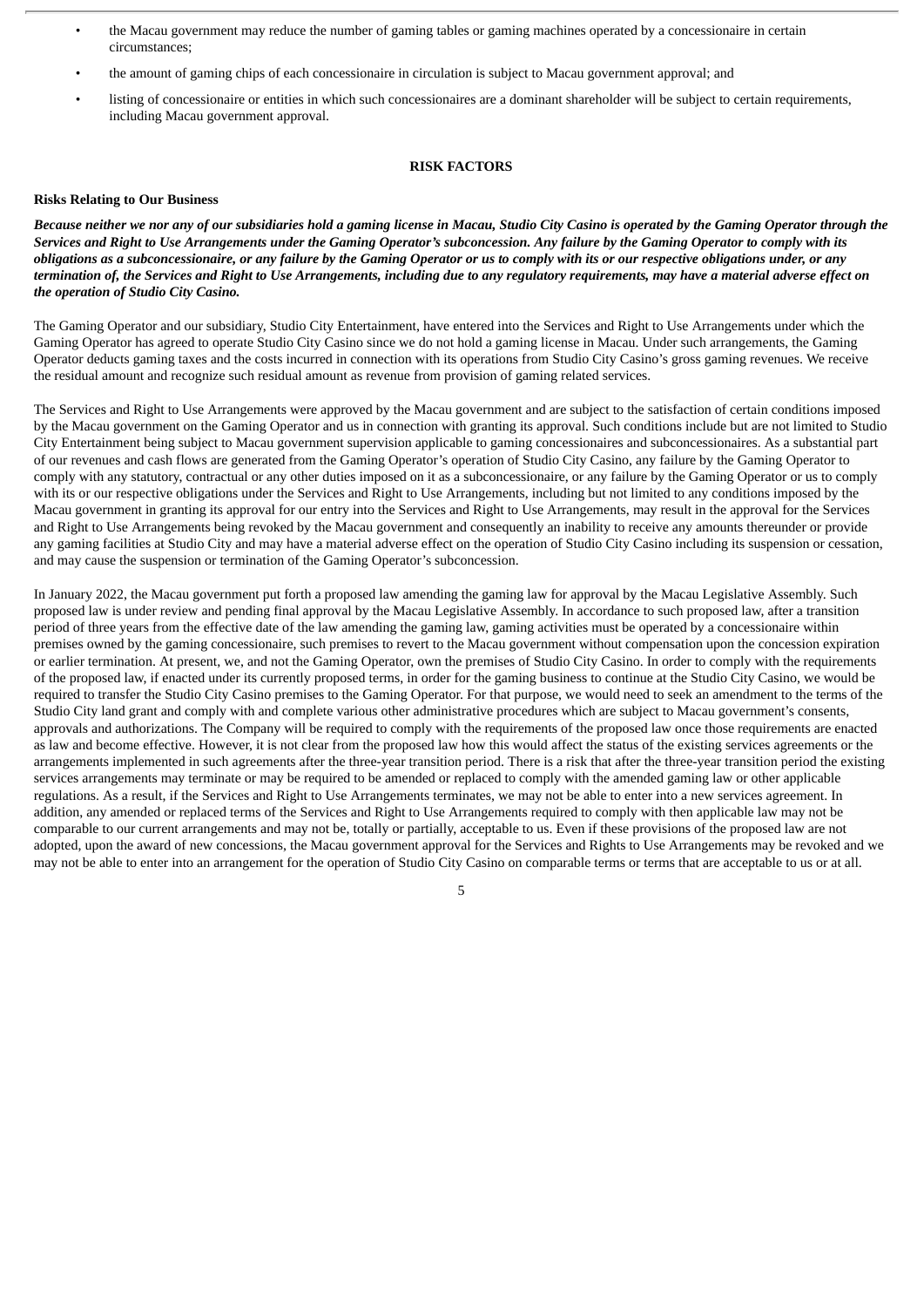- the Macau government may reduce the number of gaming tables or gaming machines operated by a concessionaire in certain circumstances;
- the amount of gaming chips of each concessionaire in circulation is subject to Macau government approval; and
- listing of concessionaire or entities in which such concessionaires are a dominant shareholder will be subject to certain requirements, including Macau government approval.

## RISK FACTORS

### Risks Relating to Our Business

***Because neither we nor any of our subsidiaries hold a gaming license in Macau, Studio City Casino is operated by the Gaming Operator through the Services and Right to Use Arrangements under the Gaming Operator's subconcession. Any failure by the Gaming Operator to comply with its obligations as a subconcessionaire, or any failure by the Gaming Operator or us to comply with its or our respective obligations under, or any termination of, the Services and Right to Use Arrangements, including due to any regulatory requirements, may have a material adverse effect on the operation of Studio City Casino.***

The Gaming Operator and our subsidiary, Studio City Entertainment, have entered into the Services and Right to Use Arrangements under which the Gaming Operator has agreed to operate Studio City Casino since we do not hold a gaming license in Macau. Under such arrangements, the Gaming Operator deducts gaming taxes and the costs incurred in connection with its operations from Studio City Casino's gross gaming revenues. We receive the residual amount and recognize such residual amount as revenue from provision of gaming related services.

The Services and Right to Use Arrangements were approved by the Macau government and are subject to the satisfaction of certain conditions imposed by the Macau government on the Gaming Operator and us in connection with granting its approval. Such conditions include but are not limited to Studio City Entertainment being subject to Macau government supervision applicable to gaming concessionaires and subconcessionaires. As a substantial part of our revenues and cash flows are generated from the Gaming Operator's operation of Studio City Casino, any failure by the Gaming Operator to comply with any statutory, contractual or any other duties imposed on it as a subconcessionaire, or any failure by the Gaming Operator or us to comply with its or our respective obligations under the Services and Right to Use Arrangements, including but not limited to any conditions imposed by the Macau government in granting its approval for our entry into the Services and Right to Use Arrangements, may result in the approval for the Services and Right to Use Arrangements being revoked by the Macau government and consequently an inability to receive any amounts thereunder or provide any gaming facilities at Studio City and may have a material adverse effect on the operation of Studio City Casino including its suspension or cessation, and may cause the suspension or termination of the Gaming Operator's subconcession.

In January 2022, the Macau government put forth a proposed law amending the gaming law for approval by the Macau Legislative Assembly. Such proposed law is under review and pending final approval by the Macau Legislative Assembly. In accordance to such proposed law, after a transition period of three years from the effective date of the law amending the gaming law, gaming activities must be operated by a concessionaire within premises owned by the gaming concessionaire, such premises to revert to the Macau government without compensation upon the concession expiration or earlier termination. At present, we, and not the Gaming Operator, own the premises of Studio City Casino. In order to comply with the requirements of the proposed law, if enacted under its currently proposed terms, in order for the gaming business to continue at the Studio City Casino, we would be required to transfer the Studio City Casino premises to the Gaming Operator. For that purpose, we would need to seek an amendment to the terms of the Studio City land grant and comply with and complete various other administrative procedures which are subject to Macau government's consents, approvals and authorizations. The Company will be required to comply with the requirements of the proposed law once those requirements are enacted as law and become effective. However, it is not clear from the proposed law how this would affect the status of the existing services agreements or the arrangements implemented in such agreements after the three-year transition period. There is a risk that after the three-year transition period the existing services arrangements may terminate or may be required to be amended or replaced to comply with the amended gaming law or other applicable regulations. As a result, if the Services and Right to Use Arrangements terminates, we may not be able to enter into a new services agreement. In addition, any amended or replaced terms of the Services and Right to Use Arrangements required to comply with then applicable law may not be comparable to our current arrangements and may not be, totally or partially, acceptable to us. Even if these provisions of the proposed law are not adopted, upon the award of new concessions, the Macau government approval for the Services and Rights to Use Arrangements may be revoked and we may not be able to enter into an arrangement for the operation of Studio City Casino on comparable terms or terms that are acceptable to us or at all.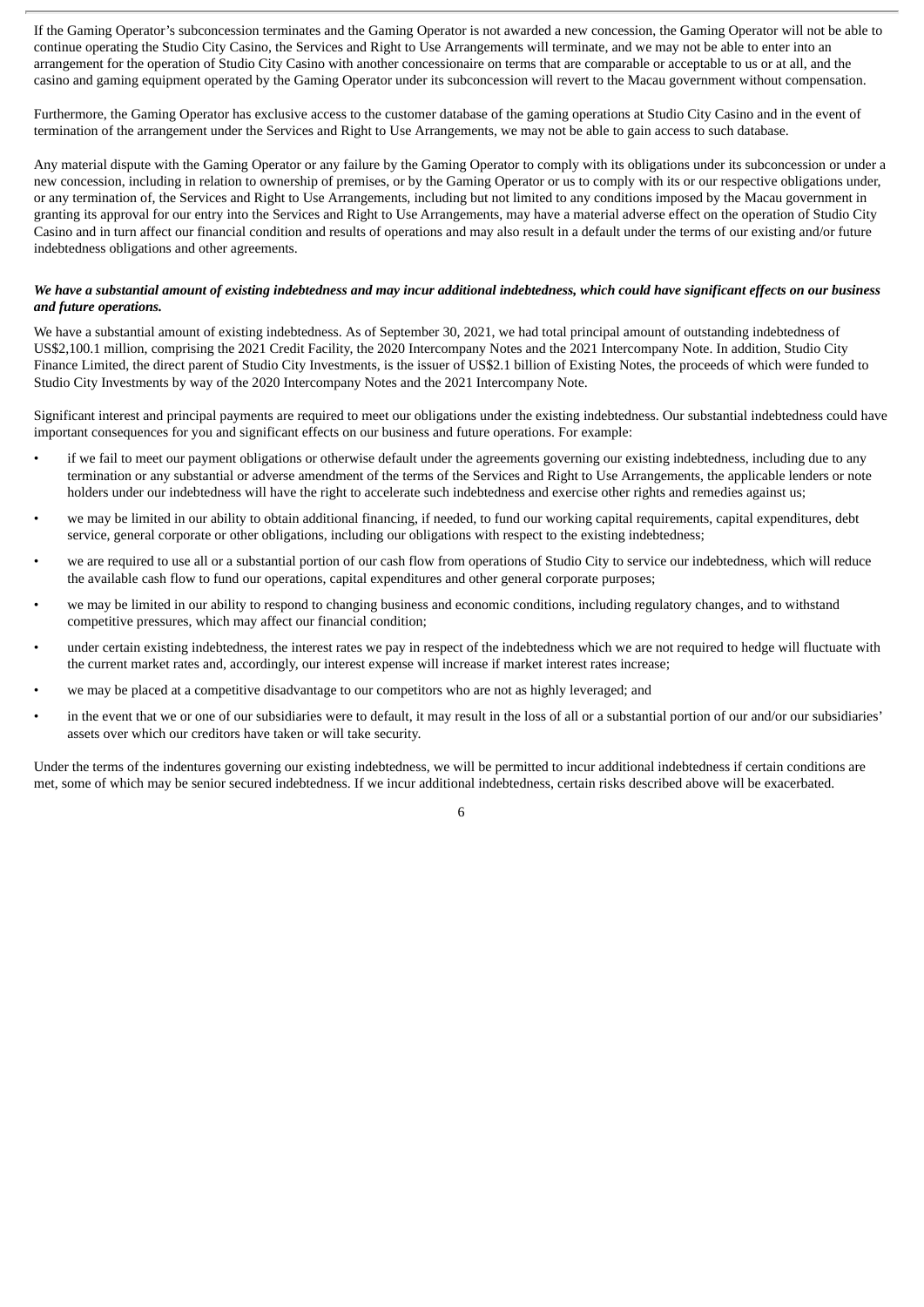If the Gaming Operator's subconcession terminates and the Gaming Operator is not awarded a new concession, the Gaming Operator will not be able to continue operating the Studio City Casino, the Services and Right to Use Arrangements will terminate, and we may not be able to enter into an arrangement for the operation of Studio City Casino with another concessionaire on terms that are comparable or acceptable to us or at all, and the casino and gaming equipment operated by the Gaming Operator under its subconcession will revert to the Macau government without compensation.

Furthermore, the Gaming Operator has exclusive access to the customer database of the gaming operations at Studio City Casino and in the event of termination of the arrangement under the Services and Right to Use Arrangements, we may not be able to gain access to such database.

Any material dispute with the Gaming Operator or any failure by the Gaming Operator to comply with its obligations under its subconcession or under a new concession, including in relation to ownership of premises, or by the Gaming Operator or us to comply with its or our respective obligations under, or any termination of, the Services and Right to Use Arrangements, including but not limited to any conditions imposed by the Macau government in granting its approval for our entry into the Services and Right to Use Arrangements, may have a material adverse effect on the operation of Studio City Casino and in turn affect our financial condition and results of operations and may also result in a default under the terms of our existing and/or future indebtedness obligations and other agreements.

***We have a substantial amount of existing indebtedness and may incur additional indebtedness, which could have significant effects on our business and future operations.***

We have a substantial amount of existing indebtedness. As of September 30, 2021, we had total principal amount of outstanding indebtedness of US$2,100.1 million, comprising the 2021 Credit Facility, the 2020 Intercompany Notes and the 2021 Intercompany Note. In addition, Studio City Finance Limited, the direct parent of Studio City Investments, is the issuer of US$2.1 billion of Existing Notes, the proceeds of which were funded to Studio City Investments by way of the 2020 Intercompany Notes and the 2021 Intercompany Note.

Significant interest and principal payments are required to meet our obligations under the existing indebtedness. Our substantial indebtedness could have important consequences for you and significant effects on our business and future operations. For example:

- if we fail to meet our payment obligations or otherwise default under the agreements governing our existing indebtedness, including due to any termination or any substantial or adverse amendment of the terms of the Services and Right to Use Arrangements, the applicable lenders or note holders under our indebtedness will have the right to accelerate such indebtedness and exercise other rights and remedies against us;
- we may be limited in our ability to obtain additional financing, if needed, to fund our working capital requirements, capital expenditures, debt service, general corporate or other obligations, including our obligations with respect to the existing indebtedness;
- we are required to use all or a substantial portion of our cash flow from operations of Studio City to service our indebtedness, which will reduce the available cash flow to fund our operations, capital expenditures and other general corporate purposes;
- we may be limited in our ability to respond to changing business and economic conditions, including regulatory changes, and to withstand competitive pressures, which may affect our financial condition;
- under certain existing indebtedness, the interest rates we pay in respect of the indebtedness which we are not required to hedge will fluctuate with the current market rates and, accordingly, our interest expense will increase if market interest rates increase;
- we may be placed at a competitive disadvantage to our competitors who are not as highly leveraged; and
- in the event that we or one of our subsidiaries were to default, it may result in the loss of all or a substantial portion of our and/or our subsidiaries' assets over which our creditors have taken or will take security.

Under the terms of the indentures governing our existing indebtedness, we will be permitted to incur additional indebtedness if certain conditions are met, some of which may be senior secured indebtedness. If we incur additional indebtedness, certain risks described above will be exacerbated.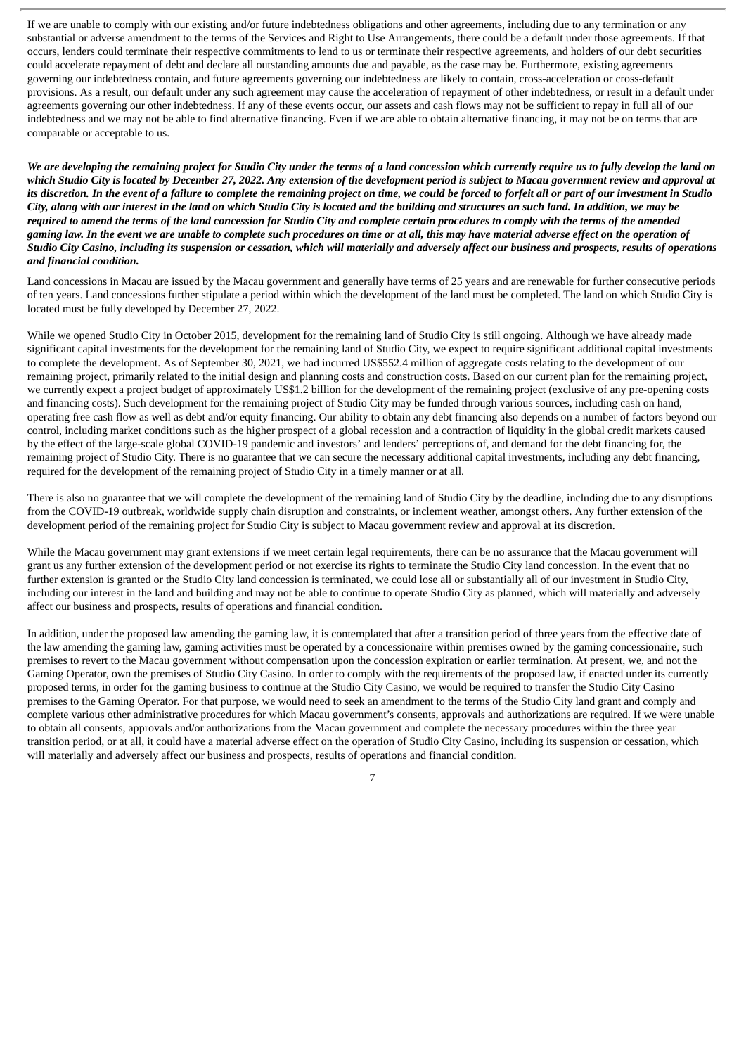If we are unable to comply with our existing and/or future indebtedness obligations and other agreements, including due to any termination or any substantial or adverse amendment to the terms of the Services and Right to Use Arrangements, there could be a default under those agreements. If that occurs, lenders could terminate their respective commitments to lend to us or terminate their respective agreements, and holders of our debt securities could accelerate repayment of debt and declare all outstanding amounts due and payable, as the case may be. Furthermore, existing agreements governing our indebtedness contain, and future agreements governing our indebtedness are likely to contain, cross-acceleration or cross-default provisions. As a result, our default under any such agreement may cause the acceleration of repayment of other indebtedness, or result in a default under agreements governing our other indebtedness. If any of these events occur, our assets and cash flows may not be sufficient to repay in full all of our indebtedness and we may not be able to find alternative financing. Even if we are able to obtain alternative financing, it may not be on terms that are comparable or acceptable to us.

***We are developing the remaining project for Studio City under the terms of a land concession which currently require us to fully develop the land on which Studio City is located by December 27, 2022. Any extension of the development period is subject to Macau government review and approval at its discretion. In the event of a failure to complete the remaining project on time, we could be forced to forfeit all or part of our investment in Studio City, along with our interest in the land on which Studio City is located and the building and structures on such land. In addition, we may be required to amend the terms of the land concession for Studio City and complete certain procedures to comply with the terms of the amended gaming law. In the event we are unable to complete such procedures on time or at all, this may have material adverse effect on the operation of Studio City Casino, including its suspension or cessation, which will materially and adversely affect our business and prospects, results of operations and financial condition.***

Land concessions in Macau are issued by the Macau government and generally have terms of 25 years and are renewable for further consecutive periods of ten years. Land concessions further stipulate a period within which the development of the land must be completed. The land on which Studio City is located must be fully developed by December 27, 2022.

While we opened Studio City in October 2015, development for the remaining land of Studio City is still ongoing. Although we have already made significant capital investments for the development for the remaining land of Studio City, we expect to require significant additional capital investments to complete the development. As of September 30, 2021, we had incurred US$552.4 million of aggregate costs relating to the development of our remaining project, primarily related to the initial design and planning costs and construction costs. Based on our current plan for the remaining project, we currently expect a project budget of approximately US$1.2 billion for the development of the remaining project (exclusive of any pre-opening costs and financing costs). Such development for the remaining project of Studio City may be funded through various sources, including cash on hand, operating free cash flow as well as debt and/or equity financing. Our ability to obtain any debt financing also depends on a number of factors beyond our control, including market conditions such as the higher prospect of a global recession and a contraction of liquidity in the global credit markets caused by the effect of the large-scale global COVID-19 pandemic and investors' and lenders' perceptions of, and demand for the debt financing for, the remaining project of Studio City. There is no guarantee that we can secure the necessary additional capital investments, including any debt financing, required for the development of the remaining project of Studio City in a timely manner or at all.

There is also no guarantee that we will complete the development of the remaining land of Studio City by the deadline, including due to any disruptions from the COVID-19 outbreak, worldwide supply chain disruption and constraints, or inclement weather, amongst others. Any further extension of the development period of the remaining project for Studio City is subject to Macau government review and approval at its discretion.

While the Macau government may grant extensions if we meet certain legal requirements, there can be no assurance that the Macau government will grant us any further extension of the development period or not exercise its rights to terminate the Studio City land concession. In the event that no further extension is granted or the Studio City land concession is terminated, we could lose all or substantially all of our investment in Studio City, including our interest in the land and building and may not be able to continue to operate Studio City as planned, which will materially and adversely affect our business and prospects, results of operations and financial condition.

In addition, under the proposed law amending the gaming law, it is contemplated that after a transition period of three years from the effective date of the law amending the gaming law, gaming activities must be operated by a concessionaire within premises owned by the gaming concessionaire, such premises to revert to the Macau government without compensation upon the concession expiration or earlier termination. At present, we, and not the Gaming Operator, own the premises of Studio City Casino. In order to comply with the requirements of the proposed law, if enacted under its currently proposed terms, in order for the gaming business to continue at the Studio City Casino, we would be required to transfer the Studio City Casino premises to the Gaming Operator. For that purpose, we would need to seek an amendment to the terms of the Studio City land grant and comply and complete various other administrative procedures for which Macau government's consents, approvals and authorizations are required. If we were unable to obtain all consents, approvals and/or authorizations from the Macau government and complete the necessary procedures within the three year transition period, or at all, it could have a material adverse effect on the operation of Studio City Casino, including its suspension or cessation, which will materially and adversely affect our business and prospects, results of operations and financial condition.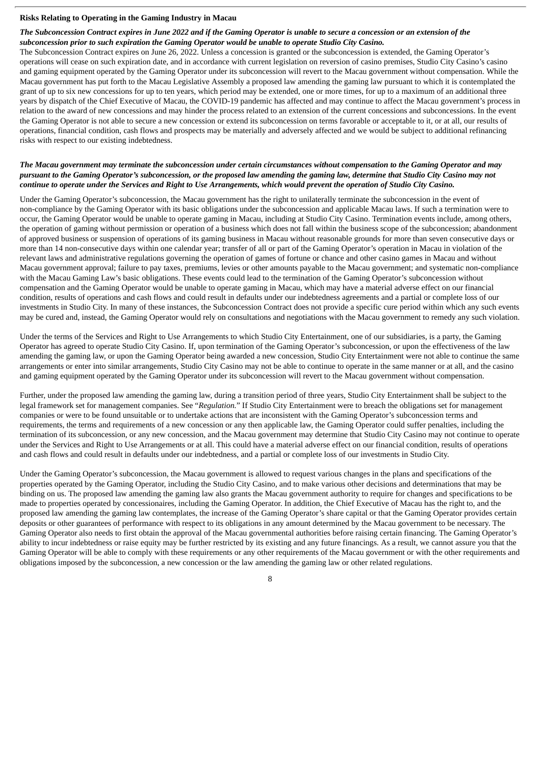**Risks Relating to Operating in the Gaming Industry in Macau**

***The Subconcession Contract expires in June 2022 and if the Gaming Operator is unable to secure a concession or an extension of the subconcession prior to such expiration the Gaming Operator would be unable to operate Studio City Casino.***

The Subconcession Contract expires on June 26, 2022. Unless a concession is granted or the subconcession is extended, the Gaming Operator's operations will cease on such expiration date, and in accordance with current legislation on reversion of casino premises, Studio City Casino's casino and gaming equipment operated by the Gaming Operator under its subconcession will revert to the Macau government without compensation. While the Macau government has put forth to the Macau Legislative Assembly a proposed law amending the gaming law pursuant to which it is contemplated the grant of up to six new concessions for up to ten years, which period may be extended, one or more times, for up to a maximum of an additional three years by dispatch of the Chief Executive of Macau, the COVID-19 pandemic has affected and may continue to affect the Macau government's process in relation to the award of new concessions and may hinder the process related to an extension of the current concessions and subconcessions. In the event the Gaming Operator is not able to secure a new concession or extend its subconcession on terms favorable or acceptable to it, or at all, our results of operations, financial condition, cash flows and prospects may be materially and adversely affected and we would be subject to additional refinancing risks with respect to our existing indebtedness.

***The Macau government may terminate the subconcession under certain circumstances without compensation to the Gaming Operator and may pursuant to the Gaming Operator's subconcession, or the proposed law amending the gaming law, determine that Studio City Casino may not continue to operate under the Services and Right to Use Arrangements, which would prevent the operation of Studio City Casino.***

Under the Gaming Operator's subconcession, the Macau government has the right to unilaterally terminate the subconcession in the event of non-compliance by the Gaming Operator with its basic obligations under the subconcession and applicable Macau laws. If such a termination were to occur, the Gaming Operator would be unable to operate gaming in Macau, including at Studio City Casino. Termination events include, among others, the operation of gaming without permission or operation of a business which does not fall within the business scope of the subconcession; abandonment of approved business or suspension of operations of its gaming business in Macau without reasonable grounds for more than seven consecutive days or more than 14 non-consecutive days within one calendar year; transfer of all or part of the Gaming Operator's operation in Macau in violation of the relevant laws and administrative regulations governing the operation of games of fortune or chance and other casino games in Macau and without Macau government approval; failure to pay taxes, premiums, levies or other amounts payable to the Macau government; and systematic non-compliance with the Macau Gaming Law's basic obligations. These events could lead to the termination of the Gaming Operator's subconcession without compensation and the Gaming Operator would be unable to operate gaming in Macau, which may have a material adverse effect on our financial condition, results of operations and cash flows and could result in defaults under our indebtedness agreements and a partial or complete loss of our investments in Studio City. In many of these instances, the Subconcession Contract does not provide a specific cure period within which any such events may be cured and, instead, the Gaming Operator would rely on consultations and negotiations with the Macau government to remedy any such violation.

Under the terms of the Services and Right to Use Arrangements to which Studio City Entertainment, one of our subsidiaries, is a party, the Gaming Operator has agreed to operate Studio City Casino. If, upon termination of the Gaming Operator's subconcession, or upon the effectiveness of the law amending the gaming law, or upon the Gaming Operator being awarded a new concession, Studio City Entertainment were not able to continue the same arrangements or enter into similar arrangements, Studio City Casino may not be able to continue to operate in the same manner or at all, and the casino and gaming equipment operated by the Gaming Operator under its subconcession will revert to the Macau government without compensation.

Further, under the proposed law amending the gaming law, during a transition period of three years, Studio City Entertainment shall be subject to the legal framework set for management companies. See "*Regulation.*" If Studio City Entertainment were to breach the obligations set for management companies or were to be found unsuitable or to undertake actions that are inconsistent with the Gaming Operator's subconcession terms and requirements, the terms and requirements of a new concession or any then applicable law, the Gaming Operator could suffer penalties, including the termination of its subconcession, or any new concession, and the Macau government may determine that Studio City Casino may not continue to operate under the Services and Right to Use Arrangements or at all. This could have a material adverse effect on our financial condition, results of operations and cash flows and could result in defaults under our indebtedness, and a partial or complete loss of our investments in Studio City.

Under the Gaming Operator's subconcession, the Macau government is allowed to request various changes in the plans and specifications of the properties operated by the Gaming Operator, including the Studio City Casino, and to make various other decisions and determinations that may be binding on us. The proposed law amending the gaming law also grants the Macau government authority to require for changes and specifications to be made to properties operated by concessionaires, including the Gaming Operator. In addition, the Chief Executive of Macau has the right to, and the proposed law amending the gaming law contemplates, the increase of the Gaming Operator's share capital or that the Gaming Operator provides certain deposits or other guarantees of performance with respect to its obligations in any amount determined by the Macau government to be necessary. The Gaming Operator also needs to first obtain the approval of the Macau governmental authorities before raising certain financing. The Gaming Operator's ability to incur indebtedness or raise equity may be further restricted by its existing and any future financings. As a result, we cannot assure you that the Gaming Operator will be able to comply with these requirements or any other requirements of the Macau government or with the other requirements and obligations imposed by the subconcession, a new concession or the law amending the gaming law or other related regulations.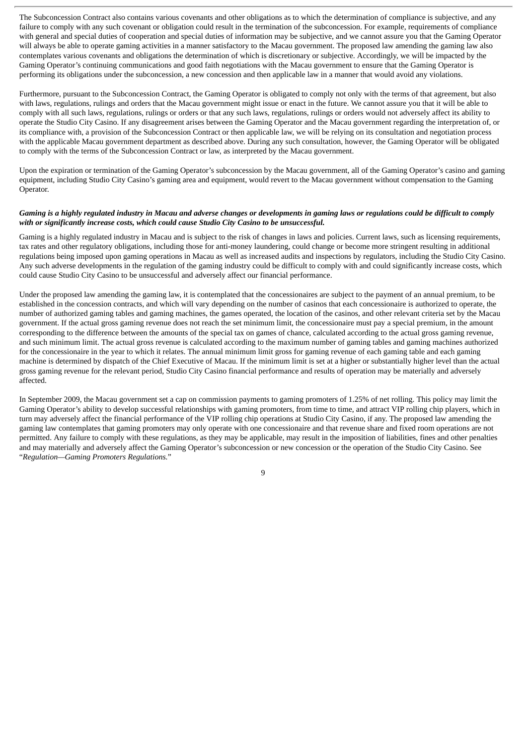The Subconcession Contract also contains various covenants and other obligations as to which the determination of compliance is subjective, and any failure to comply with any such covenant or obligation could result in the termination of the subconcession. For example, requirements of compliance with general and special duties of cooperation and special duties of information may be subjective, and we cannot assure you that the Gaming Operator will always be able to operate gaming activities in a manner satisfactory to the Macau government. The proposed law amending the gaming law also contemplates various covenants and obligations the determination of which is discretionary or subjective. Accordingly, we will be impacted by the Gaming Operator's continuing communications and good faith negotiations with the Macau government to ensure that the Gaming Operator is performing its obligations under the subconcession, a new concession and then applicable law in a manner that would avoid any violations.

Furthermore, pursuant to the Subconcession Contract, the Gaming Operator is obligated to comply not only with the terms of that agreement, but also with laws, regulations, rulings and orders that the Macau government might issue or enact in the future. We cannot assure you that it will be able to comply with all such laws, regulations, rulings or orders or that any such laws, regulations, rulings or orders would not adversely affect its ability to operate the Studio City Casino. If any disagreement arises between the Gaming Operator and the Macau government regarding the interpretation of, or its compliance with, a provision of the Subconcession Contract or then applicable law, we will be relying on its consultation and negotiation process with the applicable Macau government department as described above. During any such consultation, however, the Gaming Operator will be obligated to comply with the terms of the Subconcession Contract or law, as interpreted by the Macau government.

Upon the expiration or termination of the Gaming Operator's subconcession by the Macau government, all of the Gaming Operator's casino and gaming equipment, including Studio City Casino's gaming area and equipment, would revert to the Macau government without compensation to the Gaming Operator.

***Gaming is a highly regulated industry in Macau and adverse changes or developments in gaming laws or regulations could be difficult to comply with or significantly increase costs, which could cause Studio City Casino to be unsuccessful.***

Gaming is a highly regulated industry in Macau and is subject to the risk of changes in laws and policies. Current laws, such as licensing requirements, tax rates and other regulatory obligations, including those for anti-money laundering, could change or become more stringent resulting in additional regulations being imposed upon gaming operations in Macau as well as increased audits and inspections by regulators, including the Studio City Casino. Any such adverse developments in the regulation of the gaming industry could be difficult to comply with and could significantly increase costs, which could cause Studio City Casino to be unsuccessful and adversely affect our financial performance.

Under the proposed law amending the gaming law, it is contemplated that the concessionaires are subject to the payment of an annual premium, to be established in the concession contracts, and which will vary depending on the number of casinos that each concessionaire is authorized to operate, the number of authorized gaming tables and gaming machines, the games operated, the location of the casinos, and other relevant criteria set by the Macau government. If the actual gross gaming revenue does not reach the set minimum limit, the concessionaire must pay a special premium, in the amount corresponding to the difference between the amounts of the special tax on games of chance, calculated according to the actual gross gaming revenue, and such minimum limit. The actual gross revenue is calculated according to the maximum number of gaming tables and gaming machines authorized for the concessionaire in the year to which it relates. The annual minimum limit gross for gaming revenue of each gaming table and each gaming machine is determined by dispatch of the Chief Executive of Macau. If the minimum limit is set at a higher or substantially higher level than the actual gross gaming revenue for the relevant period, Studio City Casino financial performance and results of operation may be materially and adversely affected.

In September 2009, the Macau government set a cap on commission payments to gaming promoters of 1.25% of net rolling. This policy may limit the Gaming Operator's ability to develop successful relationships with gaming promoters, from time to time, and attract VIP rolling chip players, which in turn may adversely affect the financial performance of the VIP rolling chip operations at Studio City Casino, if any. The proposed law amending the gaming law contemplates that gaming promoters may only operate with one concessionaire and that revenue share and fixed room operations are not permitted. Any failure to comply with these regulations, as they may be applicable, may result in the imposition of liabilities, fines and other penalties and may materially and adversely affect the Gaming Operator's subconcession or new concession or the operation of the Studio City Casino. See "*Regulation—Gaming Promoters Regulations.*"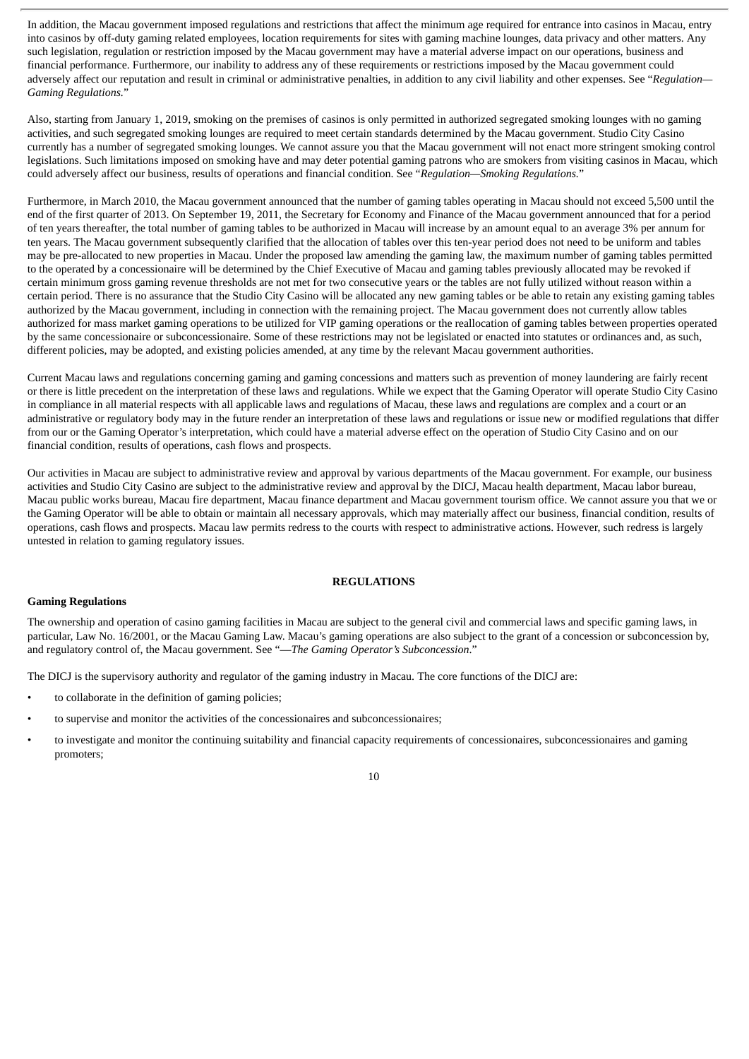In addition, the Macau government imposed regulations and restrictions that affect the minimum age required for entrance into casinos in Macau, entry into casinos by off-duty gaming related employees, location requirements for sites with gaming machine lounges, data privacy and other matters. Any such legislation, regulation or restriction imposed by the Macau government may have a material adverse impact on our operations, business and financial performance. Furthermore, our inability to address any of these requirements or restrictions imposed by the Macau government could adversely affect our reputation and result in criminal or administrative penalties, in addition to any civil liability and other expenses. See "*Regulation—Gaming Regulations.*"

Also, starting from January 1, 2019, smoking on the premises of casinos is only permitted in authorized segregated smoking lounges with no gaming activities, and such segregated smoking lounges are required to meet certain standards determined by the Macau government. Studio City Casino currently has a number of segregated smoking lounges. We cannot assure you that the Macau government will not enact more stringent smoking control legislations. Such limitations imposed on smoking have and may deter potential gaming patrons who are smokers from visiting casinos in Macau, which could adversely affect our business, results of operations and financial condition. See "*Regulation—Smoking Regulations.*"

Furthermore, in March 2010, the Macau government announced that the number of gaming tables operating in Macau should not exceed 5,500 until the end of the first quarter of 2013. On September 19, 2011, the Secretary for Economy and Finance of the Macau government announced that for a period of ten years thereafter, the total number of gaming tables to be authorized in Macau will increase by an amount equal to an average 3% per annum for ten years. The Macau government subsequently clarified that the allocation of tables over this ten-year period does not need to be uniform and tables may be pre-allocated to new properties in Macau. Under the proposed law amending the gaming law, the maximum number of gaming tables permitted to the operated by a concessionaire will be determined by the Chief Executive of Macau and gaming tables previously allocated may be revoked if certain minimum gross gaming revenue thresholds are not met for two consecutive years or the tables are not fully utilized without reason within a certain period. There is no assurance that the Studio City Casino will be allocated any new gaming tables or be able to retain any existing gaming tables authorized by the Macau government, including in connection with the remaining project. The Macau government does not currently allow tables authorized for mass market gaming operations to be utilized for VIP gaming operations or the reallocation of gaming tables between properties operated by the same concessionaire or subconcessionaire. Some of these restrictions may not be legislated or enacted into statutes or ordinances and, as such, different policies, may be adopted, and existing policies amended, at any time by the relevant Macau government authorities.

Current Macau laws and regulations concerning gaming and gaming concessions and matters such as prevention of money laundering are fairly recent or there is little precedent on the interpretation of these laws and regulations. While we expect that the Gaming Operator will operate Studio City Casino in compliance in all material respects with all applicable laws and regulations of Macau, these laws and regulations are complex and a court or an administrative or regulatory body may in the future render an interpretation of these laws and regulations or issue new or modified regulations that differ from our or the Gaming Operator's interpretation, which could have a material adverse effect on the operation of Studio City Casino and on our financial condition, results of operations, cash flows and prospects.

Our activities in Macau are subject to administrative review and approval by various departments of the Macau government. For example, our business activities and Studio City Casino are subject to the administrative review and approval by the DICJ, Macau health department, Macau labor bureau, Macau public works bureau, Macau fire department, Macau finance department and Macau government tourism office. We cannot assure you that we or the Gaming Operator will be able to obtain or maintain all necessary approvals, which may materially affect our business, financial condition, results of operations, cash flows and prospects. Macau law permits redress to the courts with respect to administrative actions. However, such redress is largely untested in relation to gaming regulatory issues.

## REGULATIONS

### Gaming Regulations

The ownership and operation of casino gaming facilities in Macau are subject to the general civil and commercial laws and specific gaming laws, in particular, Law No. 16/2001, or the Macau Gaming Law. Macau's gaming operations are also subject to the grant of a concession or subconcession by, and regulatory control of, the Macau government. See "*—The Gaming Operator's Subconcession*."

The DICJ is the supervisory authority and regulator of the gaming industry in Macau. The core functions of the DICJ are:

- to collaborate in the definition of gaming policies;
- to supervise and monitor the activities of the concessionaires and subconcessionaires;
- to investigate and monitor the continuing suitability and financial capacity requirements of concessionaires, subconcessionaires and gaming promoters;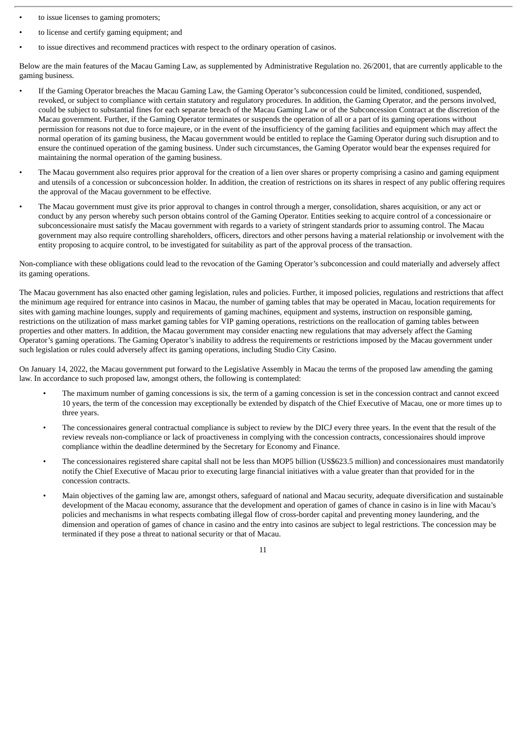- to issue licenses to gaming promoters;
- to license and certify gaming equipment; and
- to issue directives and recommend practices with respect to the ordinary operation of casinos.

Below are the main features of the Macau Gaming Law, as supplemented by Administrative Regulation no. 26/2001, that are currently applicable to the gaming business.

- If the Gaming Operator breaches the Macau Gaming Law, the Gaming Operator's subconcession could be limited, conditioned, suspended, revoked, or subject to compliance with certain statutory and regulatory procedures. In addition, the Gaming Operator, and the persons involved, could be subject to substantial fines for each separate breach of the Macau Gaming Law or of the Subconcession Contract at the discretion of the Macau government. Further, if the Gaming Operator terminates or suspends the operation of all or a part of its gaming operations without permission for reasons not due to force majeure, or in the event of the insufficiency of the gaming facilities and equipment which may affect the normal operation of its gaming business, the Macau government would be entitled to replace the Gaming Operator during such disruption and to ensure the continued operation of the gaming business. Under such circumstances, the Gaming Operator would bear the expenses required for maintaining the normal operation of the gaming business.
- The Macau government also requires prior approval for the creation of a lien over shares or property comprising a casino and gaming equipment and utensils of a concession or subconcession holder. In addition, the creation of restrictions on its shares in respect of any public offering requires the approval of the Macau government to be effective.
- The Macau government must give its prior approval to changes in control through a merger, consolidation, shares acquisition, or any act or conduct by any person whereby such person obtains control of the Gaming Operator. Entities seeking to acquire control of a concessionaire or subconcessionaire must satisfy the Macau government with regards to a variety of stringent standards prior to assuming control. The Macau government may also require controlling shareholders, officers, directors and other persons having a material relationship or involvement with the entity proposing to acquire control, to be investigated for suitability as part of the approval process of the transaction.

Non-compliance with these obligations could lead to the revocation of the Gaming Operator's subconcession and could materially and adversely affect its gaming operations.

The Macau government has also enacted other gaming legislation, rules and policies. Further, it imposed policies, regulations and restrictions that affect the minimum age required for entrance into casinos in Macau, the number of gaming tables that may be operated in Macau, location requirements for sites with gaming machine lounges, supply and requirements of gaming machines, equipment and systems, instruction on responsible gaming, restrictions on the utilization of mass market gaming tables for VIP gaming operations, restrictions on the reallocation of gaming tables between properties and other matters. In addition, the Macau government may consider enacting new regulations that may adversely affect the Gaming Operator's gaming operations. The Gaming Operator's inability to address the requirements or restrictions imposed by the Macau government under such legislation or rules could adversely affect its gaming operations, including Studio City Casino.

On January 14, 2022, the Macau government put forward to the Legislative Assembly in Macau the terms of the proposed law amending the gaming law. In accordance to such proposed law, amongst others, the following is contemplated:

- The maximum number of gaming concessions is six, the term of a gaming concession is set in the concession contract and cannot exceed 10 years, the term of the concession may exceptionally be extended by dispatch of the Chief Executive of Macau, one or more times up to three years.
- The concessionaires general contractual compliance is subject to review by the DICJ every three years. In the event that the result of the review reveals non-compliance or lack of proactiveness in complying with the concession contracts, concessionaires should improve compliance within the deadline determined by the Secretary for Economy and Finance.
- The concessionaires registered share capital shall not be less than MOP5 billion (US$623.5 million) and concessionaires must mandatorily notify the Chief Executive of Macau prior to executing large financial initiatives with a value greater than that provided for in the concession contracts.
- Main objectives of the gaming law are, amongst others, safeguard of national and Macau security, adequate diversification and sustainable development of the Macau economy, assurance that the development and operation of games of chance in casino is in line with Macau's policies and mechanisms in what respects combating illegal flow of cross-border capital and preventing money laundering, and the dimension and operation of games of chance in casino and the entry into casinos are subject to legal restrictions. The concession may be terminated if they pose a threat to national security or that of Macau.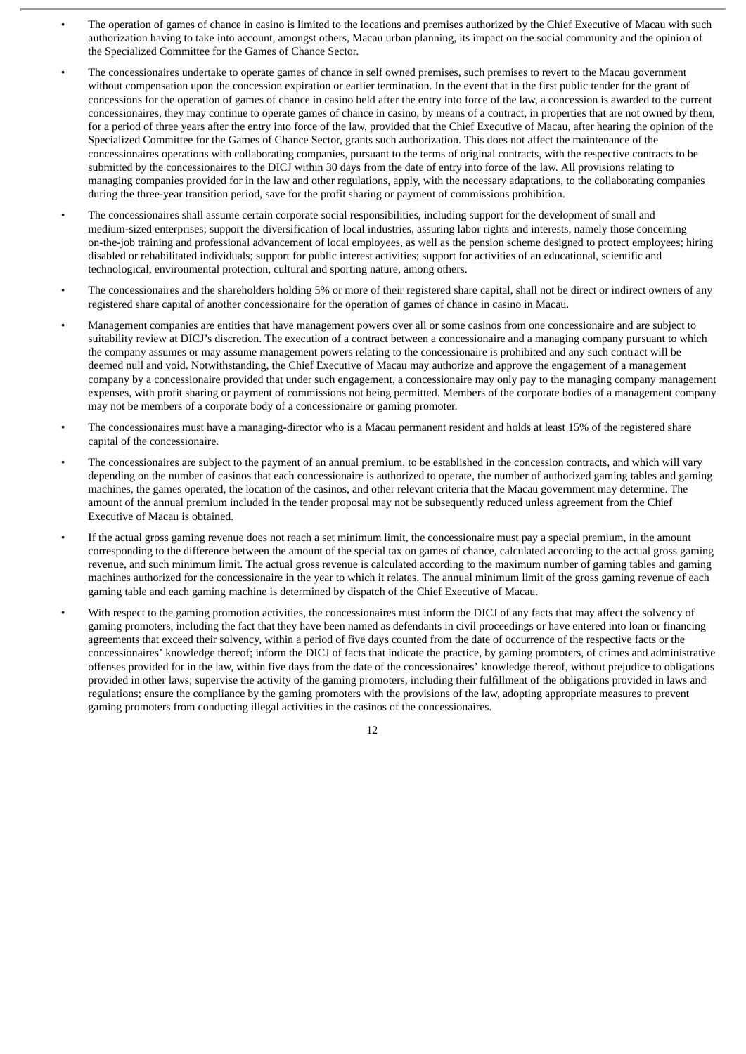- The operation of games of chance in casino is limited to the locations and premises authorized by the Chief Executive of Macau with such authorization having to take into account, amongst others, Macau urban planning, its impact on the social community and the opinion of the Specialized Committee for the Games of Chance Sector.
- The concessionaires undertake to operate games of chance in self owned premises, such premises to revert to the Macau government without compensation upon the concession expiration or earlier termination. In the event that in the first public tender for the grant of concessions for the operation of games of chance in casino held after the entry into force of the law, a concession is awarded to the current concessionaires, they may continue to operate games of chance in casino, by means of a contract, in properties that are not owned by them, for a period of three years after the entry into force of the law, provided that the Chief Executive of Macau, after hearing the opinion of the Specialized Committee for the Games of Chance Sector, grants such authorization. This does not affect the maintenance of the concessionaires operations with collaborating companies, pursuant to the terms of original contracts, with the respective contracts to be submitted by the concessionaires to the DICJ within 30 days from the date of entry into force of the law. All provisions relating to managing companies provided for in the law and other regulations, apply, with the necessary adaptations, to the collaborating companies during the three-year transition period, save for the profit sharing or payment of commissions prohibition.
- The concessionaires shall assume certain corporate social responsibilities, including support for the development of small and medium-sized enterprises; support the diversification of local industries, assuring labor rights and interests, namely those concerning on-the-job training and professional advancement of local employees, as well as the pension scheme designed to protect employees; hiring disabled or rehabilitated individuals; support for public interest activities; support for activities of an educational, scientific and technological, environmental protection, cultural and sporting nature, among others.
- The concessionaires and the shareholders holding 5% or more of their registered share capital, shall not be direct or indirect owners of any registered share capital of another concessionaire for the operation of games of chance in casino in Macau.
- Management companies are entities that have management powers over all or some casinos from one concessionaire and are subject to suitability review at DICJ's discretion. The execution of a contract between a concessionaire and a managing company pursuant to which the company assumes or may assume management powers relating to the concessionaire is prohibited and any such contract will be deemed null and void. Notwithstanding, the Chief Executive of Macau may authorize and approve the engagement of a management company by a concessionaire provided that under such engagement, a concessionaire may only pay to the managing company management expenses, with profit sharing or payment of commissions not being permitted. Members of the corporate bodies of a management company may not be members of a corporate body of a concessionaire or gaming promoter.
- The concessionaires must have a managing-director who is a Macau permanent resident and holds at least 15% of the registered share capital of the concessionaire.
- The concessionaires are subject to the payment of an annual premium, to be established in the concession contracts, and which will vary depending on the number of casinos that each concessionaire is authorized to operate, the number of authorized gaming tables and gaming machines, the games operated, the location of the casinos, and other relevant criteria that the Macau government may determine. The amount of the annual premium included in the tender proposal may not be subsequently reduced unless agreement from the Chief Executive of Macau is obtained.
- If the actual gross gaming revenue does not reach a set minimum limit, the concessionaire must pay a special premium, in the amount corresponding to the difference between the amount of the special tax on games of chance, calculated according to the actual gross gaming revenue, and such minimum limit. The actual gross revenue is calculated according to the maximum number of gaming tables and gaming machines authorized for the concessionaire in the year to which it relates. The annual minimum limit of the gross gaming revenue of each gaming table and each gaming machine is determined by dispatch of the Chief Executive of Macau.
- With respect to the gaming promotion activities, the concessionaires must inform the DICJ of any facts that may affect the solvency of gaming promoters, including the fact that they have been named as defendants in civil proceedings or have entered into loan or financing agreements that exceed their solvency, within a period of five days counted from the date of occurrence of the respective facts or the concessionaires' knowledge thereof; inform the DICJ of facts that indicate the practice, by gaming promoters, of crimes and administrative offenses provided for in the law, within five days from the date of the concessionaires' knowledge thereof, without prejudice to obligations provided in other laws; supervise the activity of the gaming promoters, including their fulfillment of the obligations provided in laws and regulations; ensure the compliance by the gaming promoters with the provisions of the law, adopting appropriate measures to prevent gaming promoters from conducting illegal activities in the casinos of the concessionaires.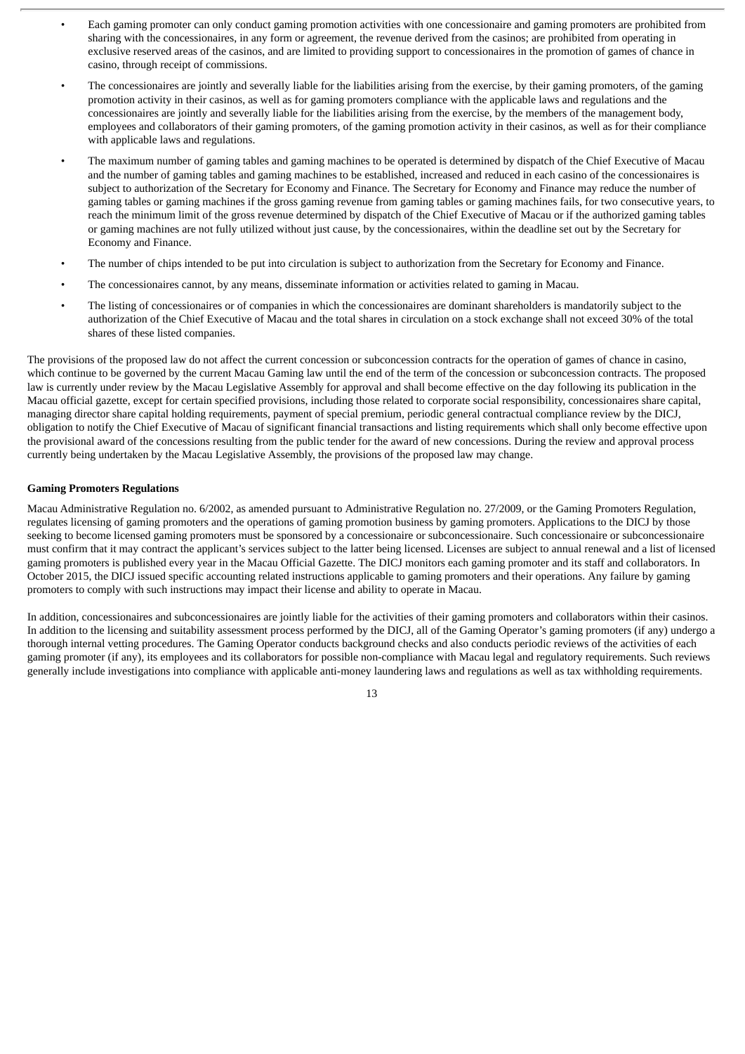- Each gaming promoter can only conduct gaming promotion activities with one concessionaire and gaming promoters are prohibited from sharing with the concessionaires, in any form or agreement, the revenue derived from the casinos; are prohibited from operating in exclusive reserved areas of the casinos, and are limited to providing support to concessionaires in the promotion of games of chance in casino, through receipt of commissions.
- The concessionaires are jointly and severally liable for the liabilities arising from the exercise, by their gaming promoters, of the gaming promotion activity in their casinos, as well as for gaming promoters compliance with the applicable laws and regulations and the concessionaires are jointly and severally liable for the liabilities arising from the exercise, by the members of the management body, employees and collaborators of their gaming promoters, of the gaming promotion activity in their casinos, as well as for their compliance with applicable laws and regulations.
- The maximum number of gaming tables and gaming machines to be operated is determined by dispatch of the Chief Executive of Macau and the number of gaming tables and gaming machines to be established, increased and reduced in each casino of the concessionaires is subject to authorization of the Secretary for Economy and Finance. The Secretary for Economy and Finance may reduce the number of gaming tables or gaming machines if the gross gaming revenue from gaming tables or gaming machines fails, for two consecutive years, to reach the minimum limit of the gross revenue determined by dispatch of the Chief Executive of Macau or if the authorized gaming tables or gaming machines are not fully utilized without just cause, by the concessionaires, within the deadline set out by the Secretary for Economy and Finance.
- The number of chips intended to be put into circulation is subject to authorization from the Secretary for Economy and Finance.
- The concessionaires cannot, by any means, disseminate information or activities related to gaming in Macau.
- The listing of concessionaires or of companies in which the concessionaires are dominant shareholders is mandatorily subject to the authorization of the Chief Executive of Macau and the total shares in circulation on a stock exchange shall not exceed 30% of the total shares of these listed companies.

The provisions of the proposed law do not affect the current concession or subconcession contracts for the operation of games of chance in casino, which continue to be governed by the current Macau Gaming law until the end of the term of the concession or subconcession contracts. The proposed law is currently under review by the Macau Legislative Assembly for approval and shall become effective on the day following its publication in the Macau official gazette, except for certain specified provisions, including those related to corporate social responsibility, concessionaires share capital, managing director share capital holding requirements, payment of special premium, periodic general contractual compliance review by the DICJ, obligation to notify the Chief Executive of Macau of significant financial transactions and listing requirements which shall only become effective upon the provisional award of the concessions resulting from the public tender for the award of new concessions. During the review and approval process currently being undertaken by the Macau Legislative Assembly, the provisions of the proposed law may change.

**Gaming Promoters Regulations**

Macau Administrative Regulation no. 6/2002, as amended pursuant to Administrative Regulation no. 27/2009, or the Gaming Promoters Regulation, regulates licensing of gaming promoters and the operations of gaming promotion business by gaming promoters. Applications to the DICJ by those seeking to become licensed gaming promoters must be sponsored by a concessionaire or subconcessionaire. Such concessionaire or subconcessionaire must confirm that it may contract the applicant's services subject to the latter being licensed. Licenses are subject to annual renewal and a list of licensed gaming promoters is published every year in the Macau Official Gazette. The DICJ monitors each gaming promoter and its staff and collaborators. In October 2015, the DICJ issued specific accounting related instructions applicable to gaming promoters and their operations. Any failure by gaming promoters to comply with such instructions may impact their license and ability to operate in Macau.

In addition, concessionaires and subconcessionaires are jointly liable for the activities of their gaming promoters and collaborators within their casinos. In addition to the licensing and suitability assessment process performed by the DICJ, all of the Gaming Operator's gaming promoters (if any) undergo a thorough internal vetting procedures. The Gaming Operator conducts background checks and also conducts periodic reviews of the activities of each gaming promoter (if any), its employees and its collaborators for possible non-compliance with Macau legal and regulatory requirements. Such reviews generally include investigations into compliance with applicable anti-money laundering laws and regulations as well as tax withholding requirements.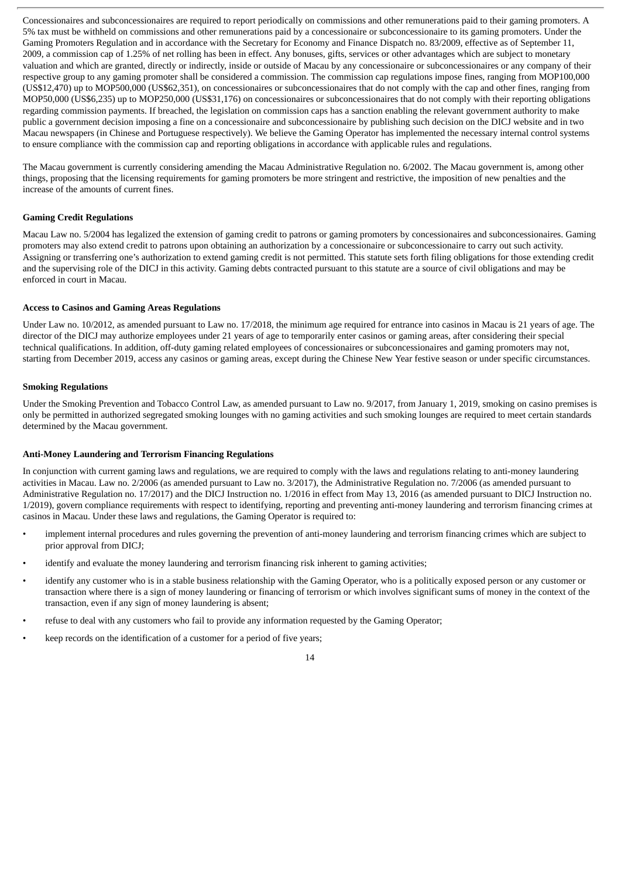Concessionaires and subconcessionaires are required to report periodically on commissions and other remunerations paid to their gaming promoters. A 5% tax must be withheld on commissions and other remunerations paid by a concessionaire or subconcessionaire to its gaming promoters. Under the Gaming Promoters Regulation and in accordance with the Secretary for Economy and Finance Dispatch no. 83/2009, effective as of September 11, 2009, a commission cap of 1.25% of net rolling has been in effect. Any bonuses, gifts, services or other advantages which are subject to monetary valuation and which are granted, directly or indirectly, inside or outside of Macau by any concessionaire or subconcessionaires or any company of their respective group to any gaming promoter shall be considered a commission. The commission cap regulations impose fines, ranging from MOP100,000 (US$12,470) up to MOP500,000 (US$62,351), on concessionaires or subconcessionaires that do not comply with the cap and other fines, ranging from MOP50,000 (US$6,235) up to MOP250,000 (US$31,176) on concessionaires or subconcessionaires that do not comply with their reporting obligations regarding commission payments. If breached, the legislation on commission caps has a sanction enabling the relevant government authority to make public a government decision imposing a fine on a concessionaire and subconcessionaire by publishing such decision on the DICJ website and in two Macau newspapers (in Chinese and Portuguese respectively). We believe the Gaming Operator has implemented the necessary internal control systems to ensure compliance with the commission cap and reporting obligations in accordance with applicable rules and regulations.

The Macau government is currently considering amending the Macau Administrative Regulation no. 6/2002. The Macau government is, among other things, proposing that the licensing requirements for gaming promoters be more stringent and restrictive, the imposition of new penalties and the increase of the amounts of current fines.

**Gaming Credit Regulations**

Macau Law no. 5/2004 has legalized the extension of gaming credit to patrons or gaming promoters by concessionaires and subconcessionaires. Gaming promoters may also extend credit to patrons upon obtaining an authorization by a concessionaire or subconcessionaire to carry out such activity. Assigning or transferring one's authorization to extend gaming credit is not permitted. This statute sets forth filing obligations for those extending credit and the supervising role of the DICJ in this activity. Gaming debts contracted pursuant to this statute are a source of civil obligations and may be enforced in court in Macau.

**Access to Casinos and Gaming Areas Regulations**

Under Law no. 10/2012, as amended pursuant to Law no. 17/2018, the minimum age required for entrance into casinos in Macau is 21 years of age. The director of the DICJ may authorize employees under 21 years of age to temporarily enter casinos or gaming areas, after considering their special technical qualifications. In addition, off-duty gaming related employees of concessionaires or subconcessionaires and gaming promoters may not, starting from December 2019, access any casinos or gaming areas, except during the Chinese New Year festive season or under specific circumstances.

**Smoking Regulations**

Under the Smoking Prevention and Tobacco Control Law, as amended pursuant to Law no. 9/2017, from January 1, 2019, smoking on casino premises is only be permitted in authorized segregated smoking lounges with no gaming activities and such smoking lounges are required to meet certain standards determined by the Macau government.

**Anti-Money Laundering and Terrorism Financing Regulations**

In conjunction with current gaming laws and regulations, we are required to comply with the laws and regulations relating to anti-money laundering activities in Macau. Law no. 2/2006 (as amended pursuant to Law no. 3/2017), the Administrative Regulation no. 7/2006 (as amended pursuant to Administrative Regulation no. 17/2017) and the DICJ Instruction no. 1/2016 in effect from May 13, 2016 (as amended pursuant to DICJ Instruction no. 1/2019), govern compliance requirements with respect to identifying, reporting and preventing anti-money laundering and terrorism financing crimes at casinos in Macau. Under these laws and regulations, the Gaming Operator is required to:

- implement internal procedures and rules governing the prevention of anti-money laundering and terrorism financing crimes which are subject to prior approval from DICJ;
- identify and evaluate the money laundering and terrorism financing risk inherent to gaming activities;
- identify any customer who is in a stable business relationship with the Gaming Operator, who is a politically exposed person or any customer or transaction where there is a sign of money laundering or financing of terrorism or which involves significant sums of money in the context of the transaction, even if any sign of money laundering is absent;
- refuse to deal with any customers who fail to provide any information requested by the Gaming Operator;
- keep records on the identification of a customer for a period of five years;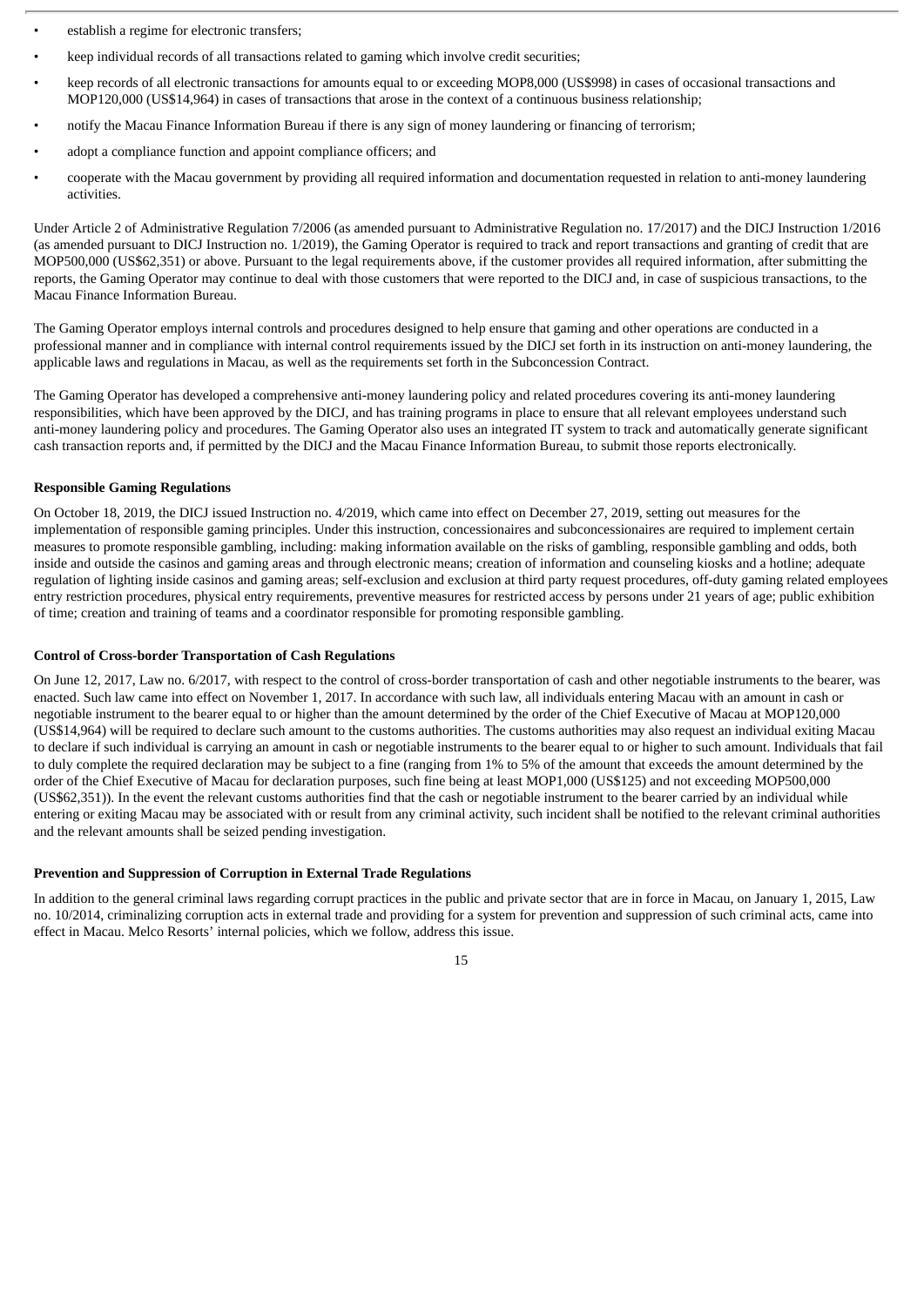- establish a regime for electronic transfers;
- keep individual records of all transactions related to gaming which involve credit securities;
- keep records of all electronic transactions for amounts equal to or exceeding MOP8,000 (US$998) in cases of occasional transactions and MOP120,000 (US$14,964) in cases of transactions that arose in the context of a continuous business relationship;
- notify the Macau Finance Information Bureau if there is any sign of money laundering or financing of terrorism;
- adopt a compliance function and appoint compliance officers; and
- cooperate with the Macau government by providing all required information and documentation requested in relation to anti-money laundering activities.

Under Article 2 of Administrative Regulation 7/2006 (as amended pursuant to Administrative Regulation no. 17/2017) and the DICJ Instruction 1/2016 (as amended pursuant to DICJ Instruction no. 1/2019), the Gaming Operator is required to track and report transactions and granting of credit that are MOP500,000 (US$62,351) or above. Pursuant to the legal requirements above, if the customer provides all required information, after submitting the reports, the Gaming Operator may continue to deal with those customers that were reported to the DICJ and, in case of suspicious transactions, to the Macau Finance Information Bureau.

The Gaming Operator employs internal controls and procedures designed to help ensure that gaming and other operations are conducted in a professional manner and in compliance with internal control requirements issued by the DICJ set forth in its instruction on anti-money laundering, the applicable laws and regulations in Macau, as well as the requirements set forth in the Subconcession Contract.

The Gaming Operator has developed a comprehensive anti-money laundering policy and related procedures covering its anti-money laundering responsibilities, which have been approved by the DICJ, and has training programs in place to ensure that all relevant employees understand such anti-money laundering policy and procedures. The Gaming Operator also uses an integrated IT system to track and automatically generate significant cash transaction reports and, if permitted by the DICJ and the Macau Finance Information Bureau, to submit those reports electronically.

**Responsible Gaming Regulations**

On October 18, 2019, the DICJ issued Instruction no. 4/2019, which came into effect on December 27, 2019, setting out measures for the implementation of responsible gaming principles. Under this instruction, concessionaires and subconcessionaires are required to implement certain measures to promote responsible gambling, including: making information available on the risks of gambling, responsible gambling and odds, both inside and outside the casinos and gaming areas and through electronic means; creation of information and counseling kiosks and a hotline; adequate regulation of lighting inside casinos and gaming areas; self-exclusion and exclusion at third party request procedures, off-duty gaming related employees entry restriction procedures, physical entry requirements, preventive measures for restricted access by persons under 21 years of age; public exhibition of time; creation and training of teams and a coordinator responsible for promoting responsible gambling.

**Control of Cross-border Transportation of Cash Regulations**

On June 12, 2017, Law no. 6/2017, with respect to the control of cross-border transportation of cash and other negotiable instruments to the bearer, was enacted. Such law came into effect on November 1, 2017. In accordance with such law, all individuals entering Macau with an amount in cash or negotiable instrument to the bearer equal to or higher than the amount determined by the order of the Chief Executive of Macau at MOP120,000 (US$14,964) will be required to declare such amount to the customs authorities. The customs authorities may also request an individual exiting Macau to declare if such individual is carrying an amount in cash or negotiable instruments to the bearer equal to or higher to such amount. Individuals that fail to duly complete the required declaration may be subject to a fine (ranging from 1% to 5% of the amount that exceeds the amount determined by the order of the Chief Executive of Macau for declaration purposes, such fine being at least MOP1,000 (US$125) and not exceeding MOP500,000 (US$62,351)). In the event the relevant customs authorities find that the cash or negotiable instrument to the bearer carried by an individual while entering or exiting Macau may be associated with or result from any criminal activity, such incident shall be notified to the relevant criminal authorities and the relevant amounts shall be seized pending investigation.

**Prevention and Suppression of Corruption in External Trade Regulations**

In addition to the general criminal laws regarding corrupt practices in the public and private sector that are in force in Macau, on January 1, 2015, Law no. 10/2014, criminalizing corruption acts in external trade and providing for a system for prevention and suppression of such criminal acts, came into effect in Macau. Melco Resorts' internal policies, which we follow, address this issue.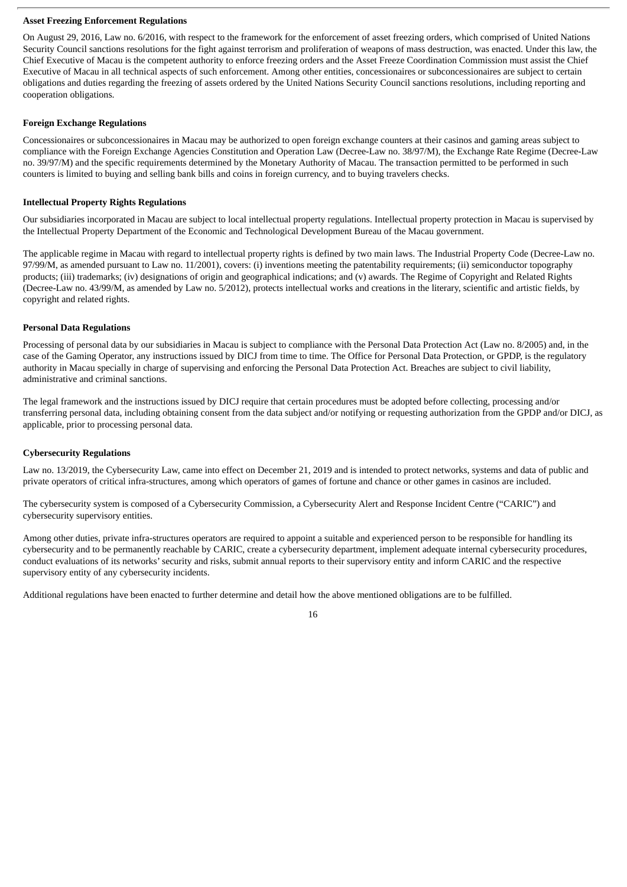**Asset Freezing Enforcement Regulations**

On August 29, 2016, Law no. 6/2016, with respect to the framework for the enforcement of asset freezing orders, which comprised of United Nations Security Council sanctions resolutions for the fight against terrorism and proliferation of weapons of mass destruction, was enacted. Under this law, the Chief Executive of Macau is the competent authority to enforce freezing orders and the Asset Freeze Coordination Commission must assist the Chief Executive of Macau in all technical aspects of such enforcement. Among other entities, concessionaires or subconcessionaires are subject to certain obligations and duties regarding the freezing of assets ordered by the United Nations Security Council sanctions resolutions, including reporting and cooperation obligations.

**Foreign Exchange Regulations**

Concessionaires or subconcessionaires in Macau may be authorized to open foreign exchange counters at their casinos and gaming areas subject to compliance with the Foreign Exchange Agencies Constitution and Operation Law (Decree-Law no. 38/97/M), the Exchange Rate Regime (Decree-Law no. 39/97/M) and the specific requirements determined by the Monetary Authority of Macau. The transaction permitted to be performed in such counters is limited to buying and selling bank bills and coins in foreign currency, and to buying travelers checks.

**Intellectual Property Rights Regulations**

Our subsidiaries incorporated in Macau are subject to local intellectual property regulations. Intellectual property protection in Macau is supervised by the Intellectual Property Department of the Economic and Technological Development Bureau of the Macau government.

The applicable regime in Macau with regard to intellectual property rights is defined by two main laws. The Industrial Property Code (Decree-Law no. 97/99/M, as amended pursuant to Law no. 11/2001), covers: (i) inventions meeting the patentability requirements; (ii) semiconductor topography products; (iii) trademarks; (iv) designations of origin and geographical indications; and (v) awards. The Regime of Copyright and Related Rights (Decree-Law no. 43/99/M, as amended by Law no. 5/2012), protects intellectual works and creations in the literary, scientific and artistic fields, by copyright and related rights.

**Personal Data Regulations**

Processing of personal data by our subsidiaries in Macau is subject to compliance with the Personal Data Protection Act (Law no. 8/2005) and, in the case of the Gaming Operator, any instructions issued by DICJ from time to time. The Office for Personal Data Protection, or GPDP, is the regulatory authority in Macau specially in charge of supervising and enforcing the Personal Data Protection Act. Breaches are subject to civil liability, administrative and criminal sanctions.

The legal framework and the instructions issued by DICJ require that certain procedures must be adopted before collecting, processing and/or transferring personal data, including obtaining consent from the data subject and/or notifying or requesting authorization from the GPDP and/or DICJ, as applicable, prior to processing personal data.

**Cybersecurity Regulations**

Law no. 13/2019, the Cybersecurity Law, came into effect on December 21, 2019 and is intended to protect networks, systems and data of public and private operators of critical infra-structures, among which operators of games of fortune and chance or other games in casinos are included.

The cybersecurity system is composed of a Cybersecurity Commission, a Cybersecurity Alert and Response Incident Centre ("CARIC") and cybersecurity supervisory entities.

Among other duties, private infra-structures operators are required to appoint a suitable and experienced person to be responsible for handling its cybersecurity and to be permanently reachable by CARIC, create a cybersecurity department, implement adequate internal cybersecurity procedures, conduct evaluations of its networks' security and risks, submit annual reports to their supervisory entity and inform CARIC and the respective supervisory entity of any cybersecurity incidents.

Additional regulations have been enacted to further determine and detail how the above mentioned obligations are to be fulfilled.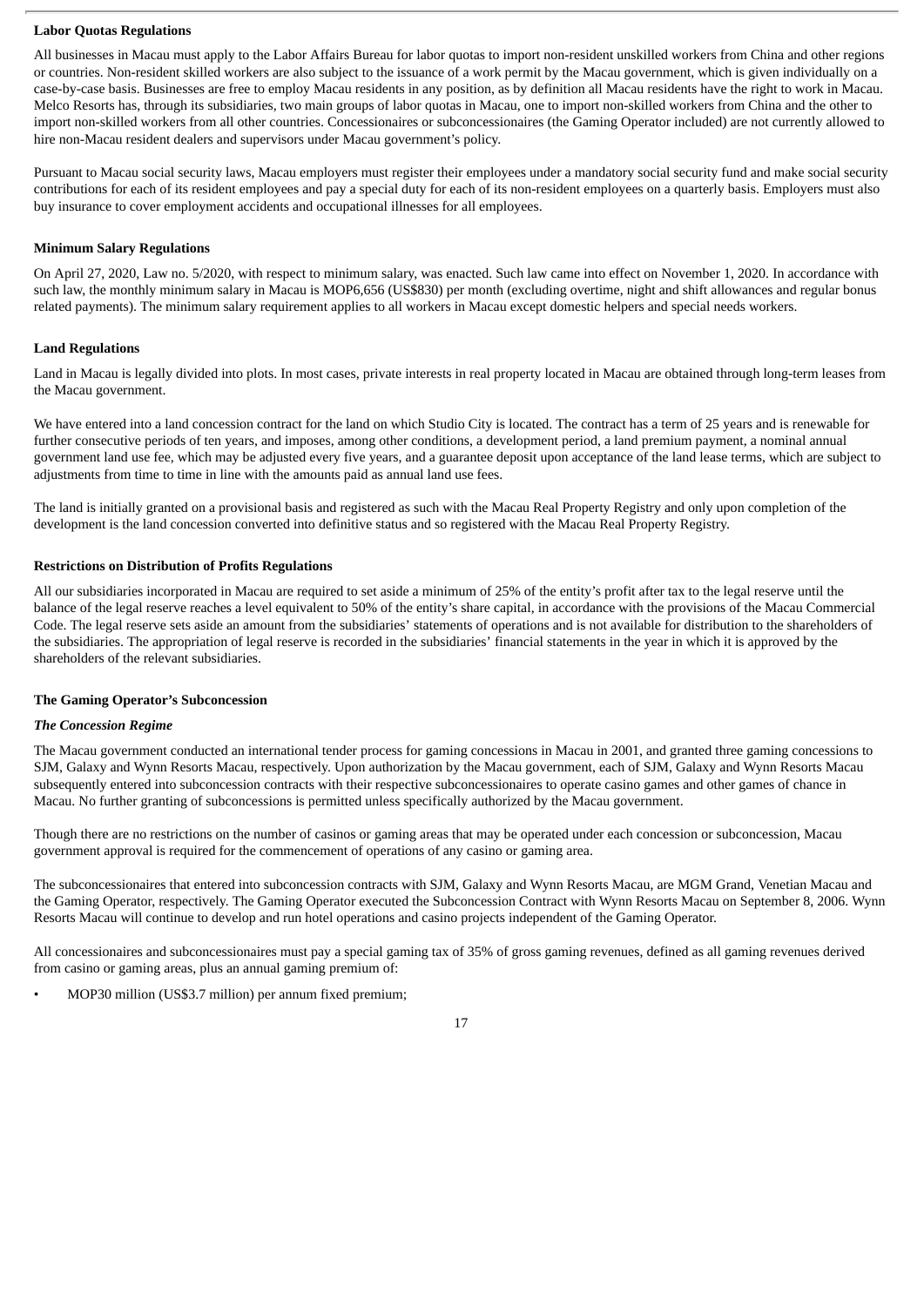**Labor Quotas Regulations**

All businesses in Macau must apply to the Labor Affairs Bureau for labor quotas to import non-resident unskilled workers from China and other regions or countries. Non-resident skilled workers are also subject to the issuance of a work permit by the Macau government, which is given individually on a case-by-case basis. Businesses are free to employ Macau residents in any position, as by definition all Macau residents have the right to work in Macau. Melco Resorts has, through its subsidiaries, two main groups of labor quotas in Macau, one to import non-skilled workers from China and the other to import non-skilled workers from all other countries. Concessionaires or subconcessionaires (the Gaming Operator included) are not currently allowed to hire non-Macau resident dealers and supervisors under Macau government's policy.

Pursuant to Macau social security laws, Macau employers must register their employees under a mandatory social security fund and make social security contributions for each of its resident employees and pay a special duty for each of its non-resident employees on a quarterly basis. Employers must also buy insurance to cover employment accidents and occupational illnesses for all employees.

**Minimum Salary Regulations**

On April 27, 2020, Law no. 5/2020, with respect to minimum salary, was enacted. Such law came into effect on November 1, 2020. In accordance with such law, the monthly minimum salary in Macau is MOP6,656 (US$830) per month (excluding overtime, night and shift allowances and regular bonus related payments). The minimum salary requirement applies to all workers in Macau except domestic helpers and special needs workers.

**Land Regulations**

Land in Macau is legally divided into plots. In most cases, private interests in real property located in Macau are obtained through long-term leases from the Macau government.

We have entered into a land concession contract for the land on which Studio City is located. The contract has a term of 25 years and is renewable for further consecutive periods of ten years, and imposes, among other conditions, a development period, a land premium payment, a nominal annual government land use fee, which may be adjusted every five years, and a guarantee deposit upon acceptance of the land lease terms, which are subject to adjustments from time to time in line with the amounts paid as annual land use fees.

The land is initially granted on a provisional basis and registered as such with the Macau Real Property Registry and only upon completion of the development is the land concession converted into definitive status and so registered with the Macau Real Property Registry.

**Restrictions on Distribution of Profits Regulations**

All our subsidiaries incorporated in Macau are required to set aside a minimum of 25% of the entity's profit after tax to the legal reserve until the balance of the legal reserve reaches a level equivalent to 50% of the entity's share capital, in accordance with the provisions of the Macau Commercial Code. The legal reserve sets aside an amount from the subsidiaries' statements of operations and is not available for distribution to the shareholders of the subsidiaries. The appropriation of legal reserve is recorded in the subsidiaries' financial statements in the year in which it is approved by the shareholders of the relevant subsidiaries.

**The Gaming Operator's Subconcession**

***The Concession Regime***

The Macau government conducted an international tender process for gaming concessions in Macau in 2001, and granted three gaming concessions to SJM, Galaxy and Wynn Resorts Macau, respectively. Upon authorization by the Macau government, each of SJM, Galaxy and Wynn Resorts Macau subsequently entered into subconcession contracts with their respective subconcessionaires to operate casino games and other games of chance in Macau. No further granting of subconcessions is permitted unless specifically authorized by the Macau government.

Though there are no restrictions on the number of casinos or gaming areas that may be operated under each concession or subconcession, Macau government approval is required for the commencement of operations of any casino or gaming area.

The subconcessionaires that entered into subconcession contracts with SJM, Galaxy and Wynn Resorts Macau, are MGM Grand, Venetian Macau and the Gaming Operator, respectively. The Gaming Operator executed the Subconcession Contract with Wynn Resorts Macau on September 8, 2006. Wynn Resorts Macau will continue to develop and run hotel operations and casino projects independent of the Gaming Operator.

All concessionaires and subconcessionaires must pay a special gaming tax of 35% of gross gaming revenues, defined as all gaming revenues derived from casino or gaming areas, plus an annual gaming premium of:

- MOP30 million (US$3.7 million) per annum fixed premium;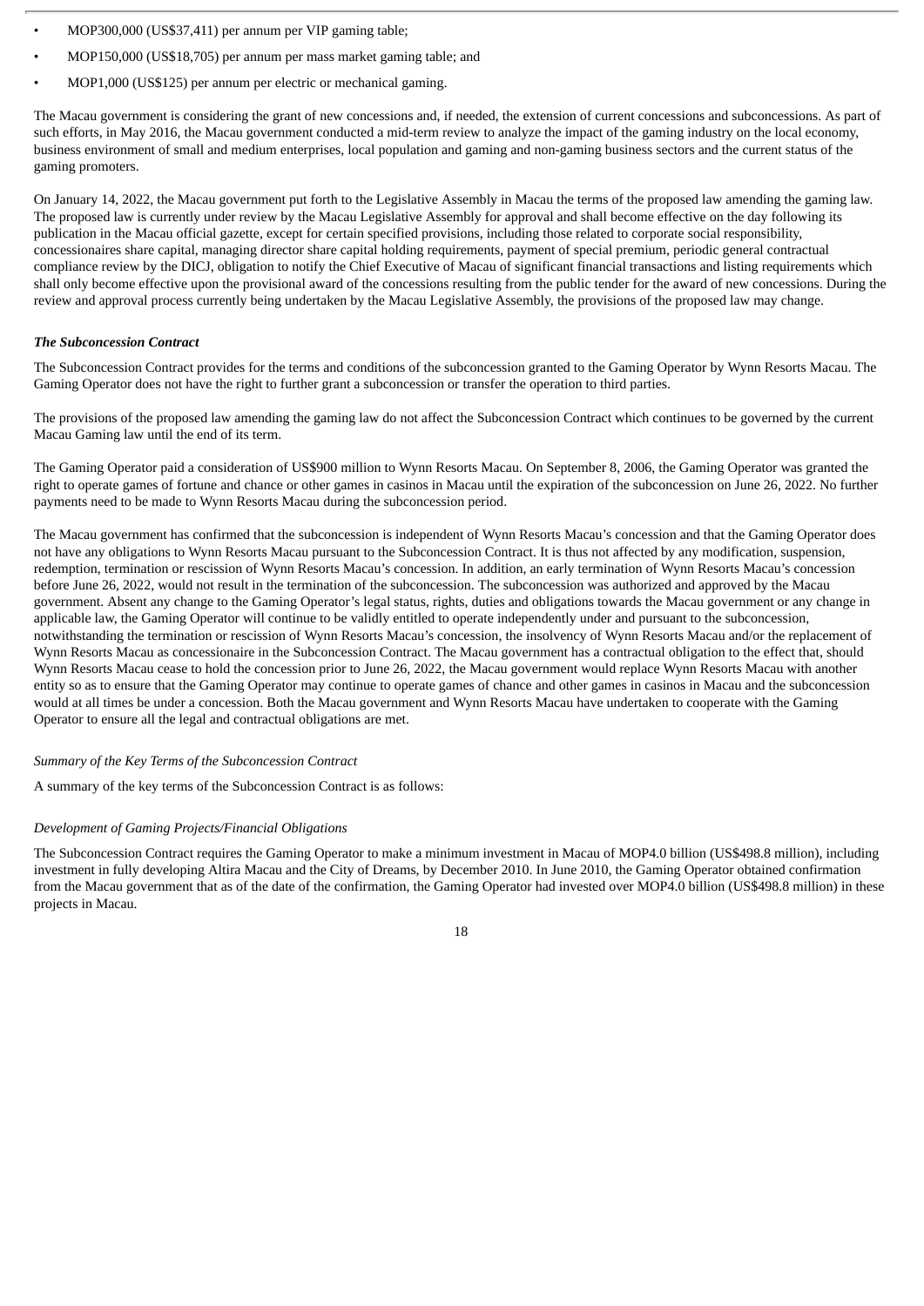- MOP300,000 (US$37,411) per annum per VIP gaming table;
- MOP150,000 (US$18,705) per annum per mass market gaming table; and
- MOP1,000 (US$125) per annum per electric or mechanical gaming.

The Macau government is considering the grant of new concessions and, if needed, the extension of current concessions and subconcessions. As part of such efforts, in May 2016, the Macau government conducted a mid-term review to analyze the impact of the gaming industry on the local economy, business environment of small and medium enterprises, local population and gaming and non-gaming business sectors and the current status of the gaming promoters.

On January 14, 2022, the Macau government put forth to the Legislative Assembly in Macau the terms of the proposed law amending the gaming law. The proposed law is currently under review by the Macau Legislative Assembly for approval and shall become effective on the day following its publication in the Macau official gazette, except for certain specified provisions, including those related to corporate social responsibility, concessionaires share capital, managing director share capital holding requirements, payment of special premium, periodic general contractual compliance review by the DICJ, obligation to notify the Chief Executive of Macau of significant financial transactions and listing requirements which shall only become effective upon the provisional award of the concessions resulting from the public tender for the award of new concessions. During the review and approval process currently being undertaken by the Macau Legislative Assembly, the provisions of the proposed law may change.

***The Subconcession Contract***

The Subconcession Contract provides for the terms and conditions of the subconcession granted to the Gaming Operator by Wynn Resorts Macau. The Gaming Operator does not have the right to further grant a subconcession or transfer the operation to third parties.

The provisions of the proposed law amending the gaming law do not affect the Subconcession Contract which continues to be governed by the current Macau Gaming law until the end of its term.

The Gaming Operator paid a consideration of US$900 million to Wynn Resorts Macau. On September 8, 2006, the Gaming Operator was granted the right to operate games of fortune and chance or other games in casinos in Macau until the expiration of the subconcession on June 26, 2022. No further payments need to be made to Wynn Resorts Macau during the subconcession period.

The Macau government has confirmed that the subconcession is independent of Wynn Resorts Macau's concession and that the Gaming Operator does not have any obligations to Wynn Resorts Macau pursuant to the Subconcession Contract. It is thus not affected by any modification, suspension, redemption, termination or rescission of Wynn Resorts Macau's concession. In addition, an early termination of Wynn Resorts Macau's concession before June 26, 2022, would not result in the termination of the subconcession. The subconcession was authorized and approved by the Macau government. Absent any change to the Gaming Operator's legal status, rights, duties and obligations towards the Macau government or any change in applicable law, the Gaming Operator will continue to be validly entitled to operate independently under and pursuant to the subconcession, notwithstanding the termination or rescission of Wynn Resorts Macau's concession, the insolvency of Wynn Resorts Macau and/or the replacement of Wynn Resorts Macau as concessionaire in the Subconcession Contract. The Macau government has a contractual obligation to the effect that, should Wynn Resorts Macau cease to hold the concession prior to June 26, 2022, the Macau government would replace Wynn Resorts Macau with another entity so as to ensure that the Gaming Operator may continue to operate games of chance and other games in casinos in Macau and the subconcession would at all times be under a concession. Both the Macau government and Wynn Resorts Macau have undertaken to cooperate with the Gaming Operator to ensure all the legal and contractual obligations are met.

*Summary of the Key Terms of the Subconcession Contract*

A summary of the key terms of the Subconcession Contract is as follows:

*Development of Gaming Projects/Financial Obligations*

The Subconcession Contract requires the Gaming Operator to make a minimum investment in Macau of MOP4.0 billion (US$498.8 million), including investment in fully developing Altira Macau and the City of Dreams, by December 2010. In June 2010, the Gaming Operator obtained confirmation from the Macau government that as of the date of the confirmation, the Gaming Operator had invested over MOP4.0 billion (US$498.8 million) in these projects in Macau.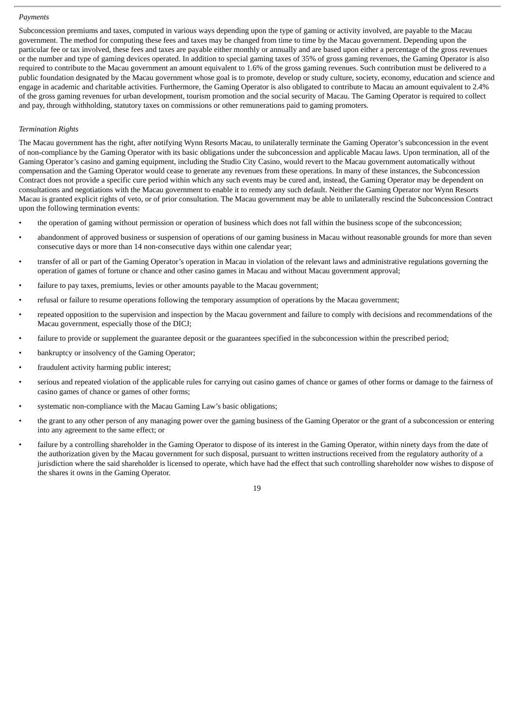*Payments*

Subconcession premiums and taxes, computed in various ways depending upon the type of gaming or activity involved, are payable to the Macau government. The method for computing these fees and taxes may be changed from time to time by the Macau government. Depending upon the particular fee or tax involved, these fees and taxes are payable either monthly or annually and are based upon either a percentage of the gross revenues or the number and type of gaming devices operated. In addition to special gaming taxes of 35% of gross gaming revenues, the Gaming Operator is also required to contribute to the Macau government an amount equivalent to 1.6% of the gross gaming revenues. Such contribution must be delivered to a public foundation designated by the Macau government whose goal is to promote, develop or study culture, society, economy, education and science and engage in academic and charitable activities. Furthermore, the Gaming Operator is also obligated to contribute to Macau an amount equivalent to 2.4% of the gross gaming revenues for urban development, tourism promotion and the social security of Macau. The Gaming Operator is required to collect and pay, through withholding, statutory taxes on commissions or other remunerations paid to gaming promoters.

*Termination Rights*

The Macau government has the right, after notifying Wynn Resorts Macau, to unilaterally terminate the Gaming Operator's subconcession in the event of non-compliance by the Gaming Operator with its basic obligations under the subconcession and applicable Macau laws. Upon termination, all of the Gaming Operator's casino and gaming equipment, including the Studio City Casino, would revert to the Macau government automatically without compensation and the Gaming Operator would cease to generate any revenues from these operations. In many of these instances, the Subconcession Contract does not provide a specific cure period within which any such events may be cured and, instead, the Gaming Operator may be dependent on consultations and negotiations with the Macau government to enable it to remedy any such default. Neither the Gaming Operator nor Wynn Resorts Macau is granted explicit rights of veto, or of prior consultation. The Macau government may be able to unilaterally rescind the Subconcession Contract upon the following termination events:

- the operation of gaming without permission or operation of business which does not fall within the business scope of the subconcession;
- abandonment of approved business or suspension of operations of our gaming business in Macau without reasonable grounds for more than seven consecutive days or more than 14 non-consecutive days within one calendar year;
- transfer of all or part of the Gaming Operator's operation in Macau in violation of the relevant laws and administrative regulations governing the operation of games of fortune or chance and other casino games in Macau and without Macau government approval;
- failure to pay taxes, premiums, levies or other amounts payable to the Macau government;
- refusal or failure to resume operations following the temporary assumption of operations by the Macau government;
- repeated opposition to the supervision and inspection by the Macau government and failure to comply with decisions and recommendations of the Macau government, especially those of the DICJ;
- failure to provide or supplement the guarantee deposit or the guarantees specified in the subconcession within the prescribed period;
- bankruptcy or insolvency of the Gaming Operator;
- fraudulent activity harming public interest;
- serious and repeated violation of the applicable rules for carrying out casino games of chance or games of other forms or damage to the fairness of casino games of chance or games of other forms;
- systematic non-compliance with the Macau Gaming Law's basic obligations;
- the grant to any other person of any managing power over the gaming business of the Gaming Operator or the grant of a subconcession or entering into any agreement to the same effect; or
- failure by a controlling shareholder in the Gaming Operator to dispose of its interest in the Gaming Operator, within ninety days from the date of the authorization given by the Macau government for such disposal, pursuant to written instructions received from the regulatory authority of a jurisdiction where the said shareholder is licensed to operate, which have had the effect that such controlling shareholder now wishes to dispose of the shares it owns in the Gaming Operator.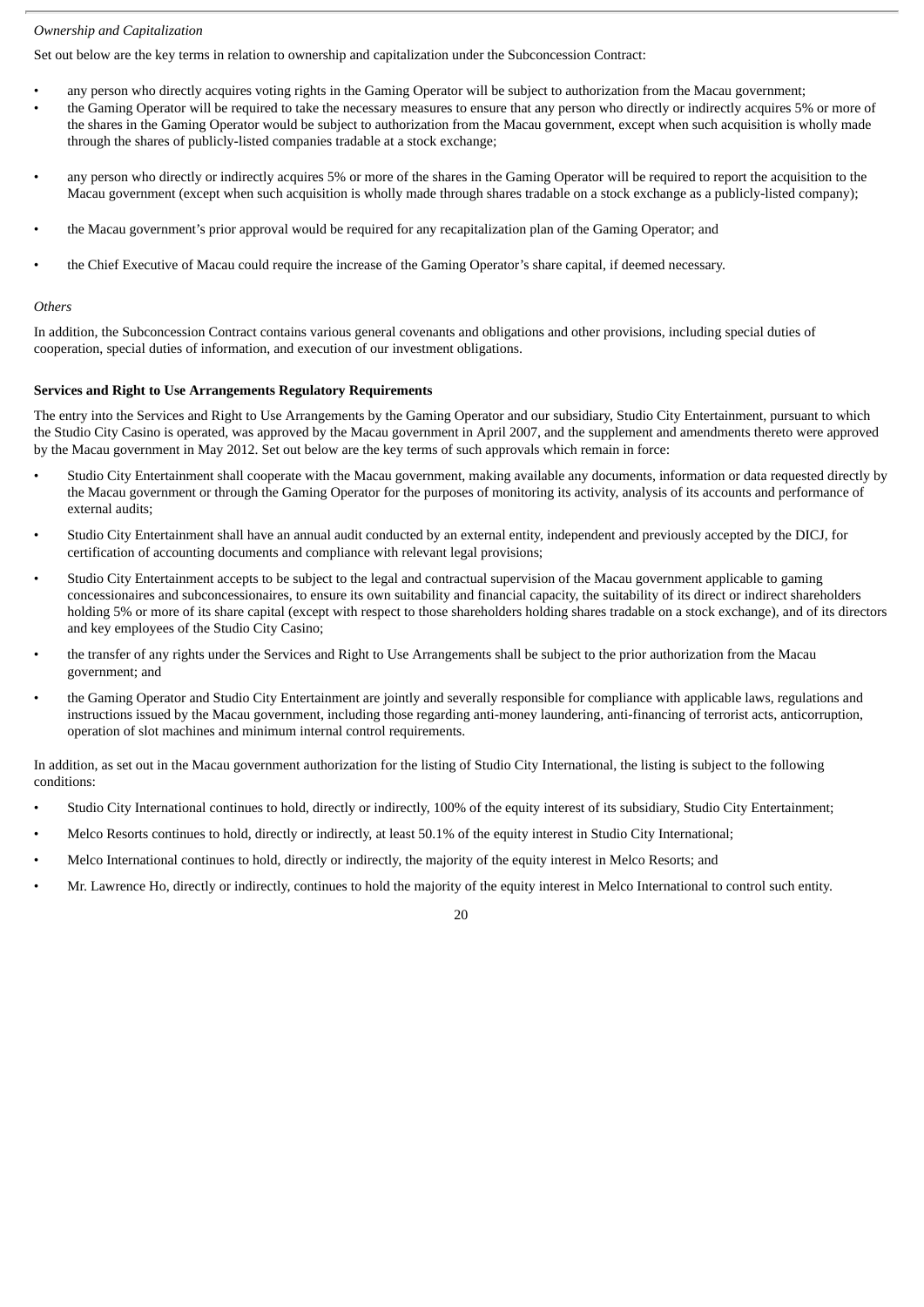*Ownership and Capitalization*

Set out below are the key terms in relation to ownership and capitalization under the Subconcession Contract:

- any person who directly acquires voting rights in the Gaming Operator will be subject to authorization from the Macau government;
- the Gaming Operator will be required to take the necessary measures to ensure that any person who directly or indirectly acquires 5% or more of the shares in the Gaming Operator would be subject to authorization from the Macau government, except when such acquisition is wholly made through the shares of publicly-listed companies tradable at a stock exchange;
- any person who directly or indirectly acquires 5% or more of the shares in the Gaming Operator will be required to report the acquisition to the Macau government (except when such acquisition is wholly made through shares tradable on a stock exchange as a publicly-listed company);
- the Macau government's prior approval would be required for any recapitalization plan of the Gaming Operator; and
- the Chief Executive of Macau could require the increase of the Gaming Operator's share capital, if deemed necessary.

*Others*

In addition, the Subconcession Contract contains various general covenants and obligations and other provisions, including special duties of cooperation, special duties of information, and execution of our investment obligations.

**Services and Right to Use Arrangements Regulatory Requirements**

The entry into the Services and Right to Use Arrangements by the Gaming Operator and our subsidiary, Studio City Entertainment, pursuant to which the Studio City Casino is operated, was approved by the Macau government in April 2007, and the supplement and amendments thereto were approved by the Macau government in May 2012. Set out below are the key terms of such approvals which remain in force:

- Studio City Entertainment shall cooperate with the Macau government, making available any documents, information or data requested directly by the Macau government or through the Gaming Operator for the purposes of monitoring its activity, analysis of its accounts and performance of external audits;
- Studio City Entertainment shall have an annual audit conducted by an external entity, independent and previously accepted by the DICJ, for certification of accounting documents and compliance with relevant legal provisions;
- Studio City Entertainment accepts to be subject to the legal and contractual supervision of the Macau government applicable to gaming concessionaires and subconcessionaires, to ensure its own suitability and financial capacity, the suitability of its direct or indirect shareholders holding 5% or more of its share capital (except with respect to those shareholders holding shares tradable on a stock exchange), and of its directors and key employees of the Studio City Casino;
- the transfer of any rights under the Services and Right to Use Arrangements shall be subject to the prior authorization from the Macau government; and
- the Gaming Operator and Studio City Entertainment are jointly and severally responsible for compliance with applicable laws, regulations and instructions issued by the Macau government, including those regarding anti-money laundering, anti-financing of terrorist acts, anticorruption, operation of slot machines and minimum internal control requirements.

In addition, as set out in the Macau government authorization for the listing of Studio City International, the listing is subject to the following conditions:

- Studio City International continues to hold, directly or indirectly, 100% of the equity interest of its subsidiary, Studio City Entertainment;
- Melco Resorts continues to hold, directly or indirectly, at least 50.1% of the equity interest in Studio City International;
- Melco International continues to hold, directly or indirectly, the majority of the equity interest in Melco Resorts; and
- Mr. Lawrence Ho, directly or indirectly, continues to hold the majority of the equity interest in Melco International to control such entity.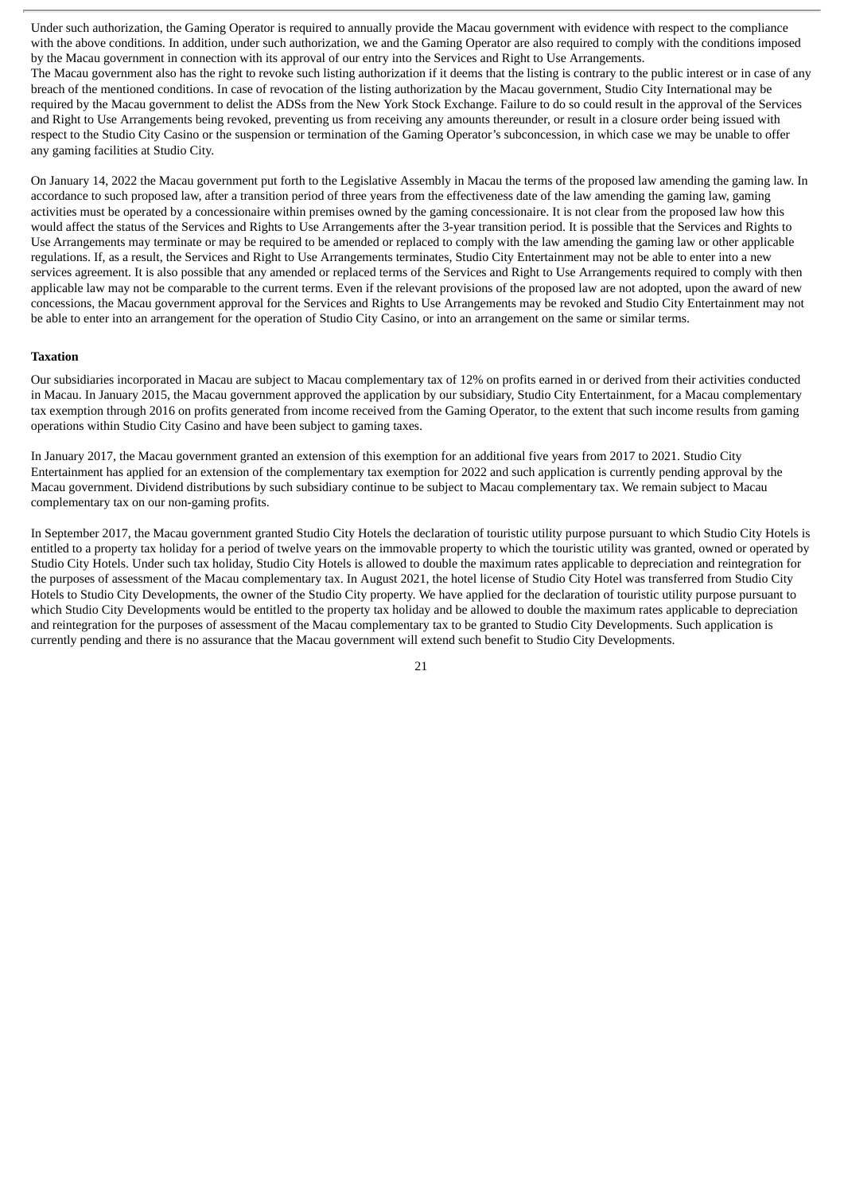Under such authorization, the Gaming Operator is required to annually provide the Macau government with evidence with respect to the compliance with the above conditions. In addition, under such authorization, we and the Gaming Operator are also required to comply with the conditions imposed by the Macau government in connection with its approval of our entry into the Services and Right to Use Arrangements.

The Macau government also has the right to revoke such listing authorization if it deems that the listing is contrary to the public interest or in case of any breach of the mentioned conditions. In case of revocation of the listing authorization by the Macau government, Studio City International may be required by the Macau government to delist the ADSs from the New York Stock Exchange. Failure to do so could result in the approval of the Services and Right to Use Arrangements being revoked, preventing us from receiving any amounts thereunder, or result in a closure order being issued with respect to the Studio City Casino or the suspension or termination of the Gaming Operator's subconcession, in which case we may be unable to offer any gaming facilities at Studio City.

On January 14, 2022 the Macau government put forth to the Legislative Assembly in Macau the terms of the proposed law amending the gaming law. In accordance to such proposed law, after a transition period of three years from the effectiveness date of the law amending the gaming law, gaming activities must be operated by a concessionaire within premises owned by the gaming concessionaire. It is not clear from the proposed law how this would affect the status of the Services and Rights to Use Arrangements after the 3-year transition period. It is possible that the Services and Rights to Use Arrangements may terminate or may be required to be amended or replaced to comply with the law amending the gaming law or other applicable regulations. If, as a result, the Services and Right to Use Arrangements terminates, Studio City Entertainment may not be able to enter into a new services agreement. It is also possible that any amended or replaced terms of the Services and Right to Use Arrangements required to comply with then applicable law may not be comparable to the current terms. Even if the relevant provisions of the proposed law are not adopted, upon the award of new concessions, the Macau government approval for the Services and Rights to Use Arrangements may be revoked and Studio City Entertainment may not be able to enter into an arrangement for the operation of Studio City Casino, or into an arrangement on the same or similar terms.

**Taxation**

Our subsidiaries incorporated in Macau are subject to Macau complementary tax of 12% on profits earned in or derived from their activities conducted in Macau. In January 2015, the Macau government approved the application by our subsidiary, Studio City Entertainment, for a Macau complementary tax exemption through 2016 on profits generated from income received from the Gaming Operator, to the extent that such income results from gaming operations within Studio City Casino and have been subject to gaming taxes.

In January 2017, the Macau government granted an extension of this exemption for an additional five years from 2017 to 2021. Studio City Entertainment has applied for an extension of the complementary tax exemption for 2022 and such application is currently pending approval by the Macau government. Dividend distributions by such subsidiary continue to be subject to Macau complementary tax. We remain subject to Macau complementary tax on our non-gaming profits.

In September 2017, the Macau government granted Studio City Hotels the declaration of touristic utility purpose pursuant to which Studio City Hotels is entitled to a property tax holiday for a period of twelve years on the immovable property to which the touristic utility was granted, owned or operated by Studio City Hotels. Under such tax holiday, Studio City Hotels is allowed to double the maximum rates applicable to depreciation and reintegration for the purposes of assessment of the Macau complementary tax. In August 2021, the hotel license of Studio City Hotel was transferred from Studio City Hotels to Studio City Developments, the owner of the Studio City property. We have applied for the declaration of touristic utility purpose pursuant to which Studio City Developments would be entitled to the property tax holiday and be allowed to double the maximum rates applicable to depreciation and reintegration for the purposes of assessment of the Macau complementary tax to be granted to Studio City Developments. Such application is currently pending and there is no assurance that the Macau government will extend such benefit to Studio City Developments.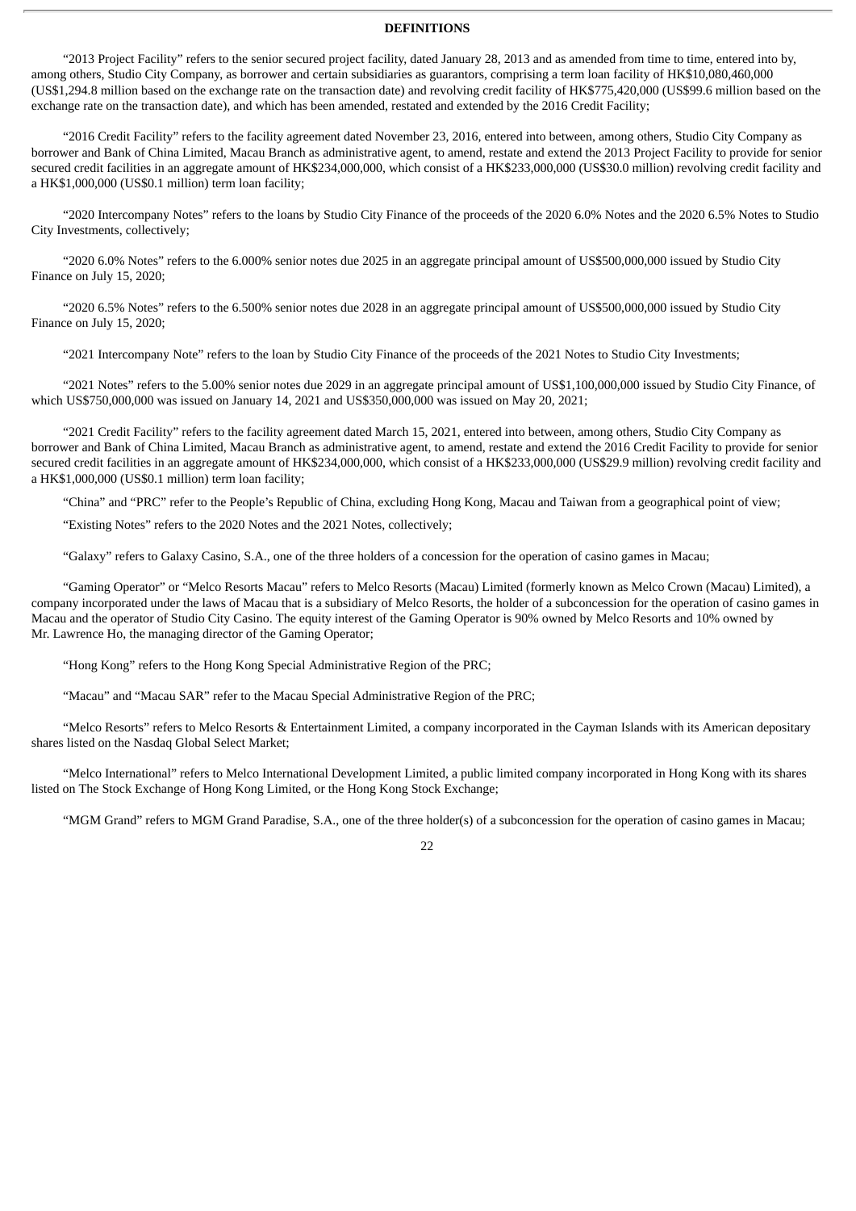## DEFINITIONS

"2013 Project Facility" refers to the senior secured project facility, dated January 28, 2013 and as amended from time to time, entered into by, among others, Studio City Company, as borrower and certain subsidiaries as guarantors, comprising a term loan facility of HK$10,080,460,000 (US$1,294.8 million based on the exchange rate on the transaction date) and revolving credit facility of HK$775,420,000 (US$99.6 million based on the exchange rate on the transaction date), and which has been amended, restated and extended by the 2016 Credit Facility;

"2016 Credit Facility" refers to the facility agreement dated November 23, 2016, entered into between, among others, Studio City Company as borrower and Bank of China Limited, Macau Branch as administrative agent, to amend, restate and extend the 2013 Project Facility to provide for senior secured credit facilities in an aggregate amount of HK$234,000,000, which consist of a HK$233,000,000 (US$30.0 million) revolving credit facility and a HK$1,000,000 (US$0.1 million) term loan facility;

"2020 Intercompany Notes" refers to the loans by Studio City Finance of the proceeds of the 2020 6.0% Notes and the 2020 6.5% Notes to Studio City Investments, collectively;

"2020 6.0% Notes" refers to the 6.000% senior notes due 2025 in an aggregate principal amount of US$500,000,000 issued by Studio City Finance on July 15, 2020;

"2020 6.5% Notes" refers to the 6.500% senior notes due 2028 in an aggregate principal amount of US$500,000,000 issued by Studio City Finance on July 15, 2020;

"2021 Intercompany Note" refers to the loan by Studio City Finance of the proceeds of the 2021 Notes to Studio City Investments;

"2021 Notes" refers to the 5.00% senior notes due 2029 in an aggregate principal amount of US$1,100,000,000 issued by Studio City Finance, of which US$750,000,000 was issued on January 14, 2021 and US$350,000,000 was issued on May 20, 2021;

"2021 Credit Facility" refers to the facility agreement dated March 15, 2021, entered into between, among others, Studio City Company as borrower and Bank of China Limited, Macau Branch as administrative agent, to amend, restate and extend the 2016 Credit Facility to provide for senior secured credit facilities in an aggregate amount of HK$234,000,000, which consist of a HK$233,000,000 (US$29.9 million) revolving credit facility and a HK$1,000,000 (US$0.1 million) term loan facility;

"China" and "PRC" refer to the People's Republic of China, excluding Hong Kong, Macau and Taiwan from a geographical point of view;

"Existing Notes" refers to the 2020 Notes and the 2021 Notes, collectively;

"Galaxy" refers to Galaxy Casino, S.A., one of the three holders of a concession for the operation of casino games in Macau;

"Gaming Operator" or "Melco Resorts Macau" refers to Melco Resorts (Macau) Limited (formerly known as Melco Crown (Macau) Limited), a company incorporated under the laws of Macau that is a subsidiary of Melco Resorts, the holder of a subconcession for the operation of casino games in Macau and the operator of Studio City Casino. The equity interest of the Gaming Operator is 90% owned by Melco Resorts and 10% owned by Mr. Lawrence Ho, the managing director of the Gaming Operator;

"Hong Kong" refers to the Hong Kong Special Administrative Region of the PRC;

"Macau" and "Macau SAR" refer to the Macau Special Administrative Region of the PRC;

"Melco Resorts" refers to Melco Resorts & Entertainment Limited, a company incorporated in the Cayman Islands with its American depositary shares listed on the Nasdaq Global Select Market;

"Melco International" refers to Melco International Development Limited, a public limited company incorporated in Hong Kong with its shares listed on The Stock Exchange of Hong Kong Limited, or the Hong Kong Stock Exchange;

"MGM Grand" refers to MGM Grand Paradise, S.A., one of the three holder(s) of a subconcession for the operation of casino games in Macau;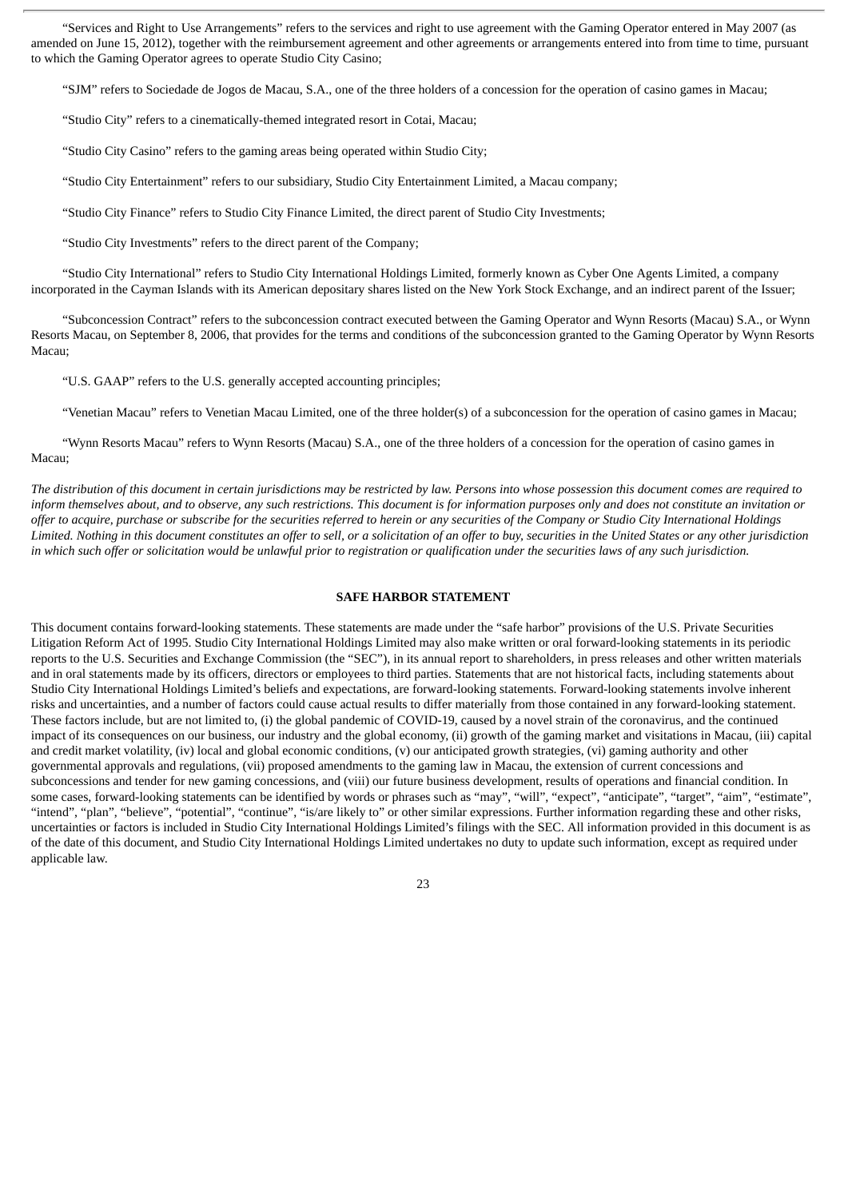"Services and Right to Use Arrangements" refers to the services and right to use agreement with the Gaming Operator entered in May 2007 (as amended on June 15, 2012), together with the reimbursement agreement and other agreements or arrangements entered into from time to time, pursuant to which the Gaming Operator agrees to operate Studio City Casino;

"SJM" refers to Sociedade de Jogos de Macau, S.A., one of the three holders of a concession for the operation of casino games in Macau;

"Studio City" refers to a cinematically-themed integrated resort in Cotai, Macau;

"Studio City Casino" refers to the gaming areas being operated within Studio City;

"Studio City Entertainment" refers to our subsidiary, Studio City Entertainment Limited, a Macau company;

"Studio City Finance" refers to Studio City Finance Limited, the direct parent of Studio City Investments;

"Studio City Investments" refers to the direct parent of the Company;

"Studio City International" refers to Studio City International Holdings Limited, formerly known as Cyber One Agents Limited, a company incorporated in the Cayman Islands with its American depositary shares listed on the New York Stock Exchange, and an indirect parent of the Issuer;

"Subconcession Contract" refers to the subconcession contract executed between the Gaming Operator and Wynn Resorts (Macau) S.A., or Wynn Resorts Macau, on September 8, 2006, that provides for the terms and conditions of the subconcession granted to the Gaming Operator by Wynn Resorts Macau;

"U.S. GAAP" refers to the U.S. generally accepted accounting principles;

"Venetian Macau" refers to Venetian Macau Limited, one of the three holder(s) of a subconcession for the operation of casino games in Macau;

"Wynn Resorts Macau" refers to Wynn Resorts (Macau) S.A., one of the three holders of a concession for the operation of casino games in Macau;

*The distribution of this document in certain jurisdictions may be restricted by law. Persons into whose possession this document comes are required to inform themselves about, and to observe, any such restrictions. This document is for information purposes only and does not constitute an invitation or offer to acquire, purchase or subscribe for the securities referred to herein or any securities of the Company or Studio City International Holdings Limited. Nothing in this document constitutes an offer to sell, or a solicitation of an offer to buy, securities in the United States or any other jurisdiction in which such offer or solicitation would be unlawful prior to registration or qualification under the securities laws of any such jurisdiction.*

## SAFE HARBOR STATEMENT

This document contains forward-looking statements. These statements are made under the "safe harbor" provisions of the U.S. Private Securities Litigation Reform Act of 1995. Studio City International Holdings Limited may also make written or oral forward-looking statements in its periodic reports to the U.S. Securities and Exchange Commission (the "SEC"), in its annual report to shareholders, in press releases and other written materials and in oral statements made by its officers, directors or employees to third parties. Statements that are not historical facts, including statements about Studio City International Holdings Limited's beliefs and expectations, are forward-looking statements. Forward-looking statements involve inherent risks and uncertainties, and a number of factors could cause actual results to differ materially from those contained in any forward-looking statement. These factors include, but are not limited to, (i) the global pandemic of COVID-19, caused by a novel strain of the coronavirus, and the continued impact of its consequences on our business, our industry and the global economy, (ii) growth of the gaming market and visitations in Macau, (iii) capital and credit market volatility, (iv) local and global economic conditions, (v) our anticipated growth strategies, (vi) gaming authority and other governmental approvals and regulations, (vii) proposed amendments to the gaming law in Macau, the extension of current concessions and subconcessions and tender for new gaming concessions, and (viii) our future business development, results of operations and financial condition. In some cases, forward-looking statements can be identified by words or phrases such as "may", "will", "expect", "anticipate", "target", "aim", "estimate", "intend", "plan", "believe", "potential", "continue", "is/are likely to" or other similar expressions. Further information regarding these and other risks, uncertainties or factors is included in Studio City International Holdings Limited's filings with the SEC. All information provided in this document is as of the date of this document, and Studio City International Holdings Limited undertakes no duty to update such information, except as required under applicable law.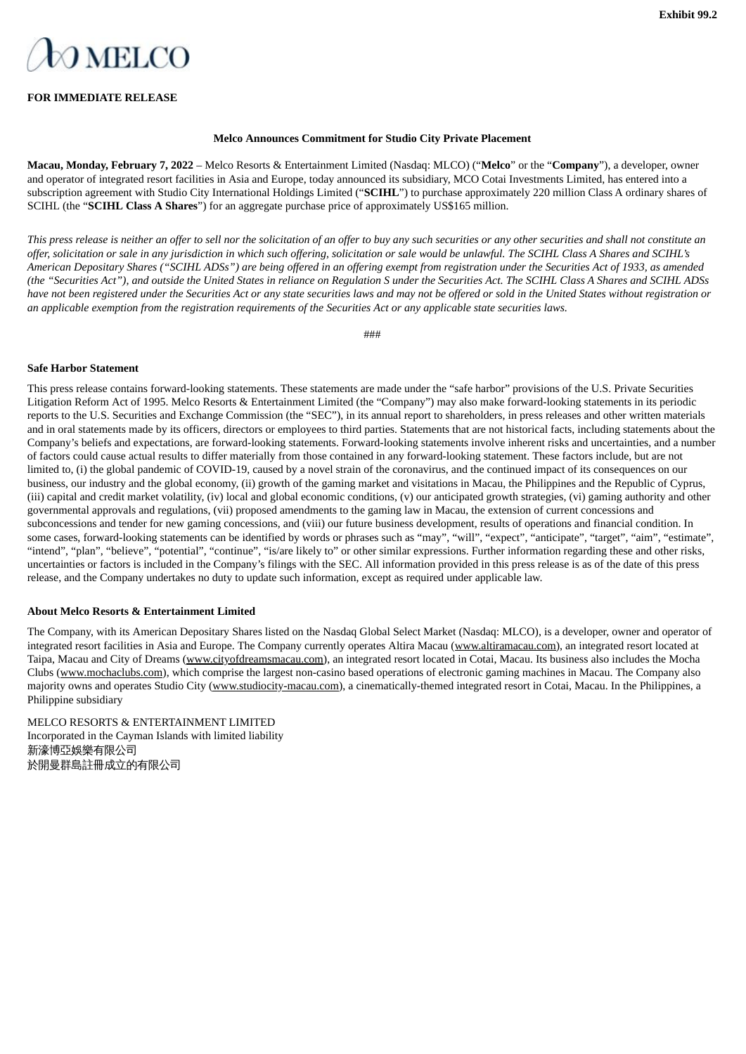**Exhibit 99.2**

MELCO

**FOR IMMEDIATE RELEASE**

**Melco Announces Commitment for Studio City Private Placement**

**Macau, Monday, February 7, 2022** – Melco Resorts & Entertainment Limited (Nasdaq: MLCO) ("**Melco**" or the "**Company**"), a developer, owner and operator of integrated resort facilities in Asia and Europe, today announced its subsidiary, MCO Cotai Investments Limited, has entered into a subscription agreement with Studio City International Holdings Limited ("**SCIHL**") to purchase approximately 220 million Class A ordinary shares of SCIHL (the "**SCIHL Class A Shares**") for an aggregate purchase price of approximately US$165 million.

*This press release is neither an offer to sell nor the solicitation of an offer to buy any such securities or any other securities and shall not constitute an offer, solicitation or sale in any jurisdiction in which such offering, solicitation or sale would be unlawful. The SCIHL Class A Shares and SCIHL's American Depositary Shares ("SCIHL ADSs") are being offered in an offering exempt from registration under the Securities Act of 1933, as amended (the "Securities Act"), and outside the United States in reliance on Regulation S under the Securities Act. The SCIHL Class A Shares and SCIHL ADSs have not been registered under the Securities Act or any state securities laws and may not be offered or sold in the United States without registration or an applicable exemption from the registration requirements of the Securities Act or any applicable state securities laws.*

###

**Safe Harbor Statement**

This press release contains forward-looking statements. These statements are made under the "safe harbor" provisions of the U.S. Private Securities Litigation Reform Act of 1995. Melco Resorts & Entertainment Limited (the "Company") may also make forward-looking statements in its periodic reports to the U.S. Securities and Exchange Commission (the "SEC"), in its annual report to shareholders, in press releases and other written materials and in oral statements made by its officers, directors or employees to third parties. Statements that are not historical facts, including statements about the Company's beliefs and expectations, are forward-looking statements. Forward-looking statements involve inherent risks and uncertainties, and a number of factors could cause actual results to differ materially from those contained in any forward-looking statement. These factors include, but are not limited to, (i) the global pandemic of COVID-19, caused by a novel strain of the coronavirus, and the continued impact of its consequences on our business, our industry and the global economy, (ii) growth of the gaming market and visitations in Macau, the Philippines and the Republic of Cyprus, (iii) capital and credit market volatility, (iv) local and global economic conditions, (v) our anticipated growth strategies, (vi) gaming authority and other governmental approvals and regulations, (vii) proposed amendments to the gaming law in Macau, the extension of current concessions and subconcessions and tender for new gaming concessions, and (viii) our future business development, results of operations and financial condition. In some cases, forward-looking statements can be identified by words or phrases such as "may", "will", "expect", "anticipate", "target", "aim", "estimate", "intend", "plan", "believe", "potential", "continue", "is/are likely to" or other similar expressions. Further information regarding these and other risks, uncertainties or factors is included in the Company's filings with the SEC. All information provided in this press release is as of the date of this press release, and the Company undertakes no duty to update such information, except as required under applicable law.

**About Melco Resorts & Entertainment Limited**

The Company, with its American Depositary Shares listed on the Nasdaq Global Select Market (Nasdaq: MLCO), is a developer, owner and operator of integrated resort facilities in Asia and Europe. The Company currently operates Altira Macau (www.altiramacau.com), an integrated resort located at Taipa, Macau and City of Dreams (www.cityofdreamsmacau.com), an integrated resort located in Cotai, Macau. Its business also includes the Mocha Clubs (www.mochaclubs.com), which comprise the largest non-casino based operations of electronic gaming machines in Macau. The Company also majority owns and operates Studio City (www.studiocity-macau.com), a cinematically-themed integrated resort in Cotai, Macau. In the Philippines, a Philippine subsidiary

MELCO RESORTS & ENTERTAINMENT LIMITED
Incorporated in the Cayman Islands with limited liability
新濠博亞娛樂有限公司
於開曼群島註冊成立的有限公司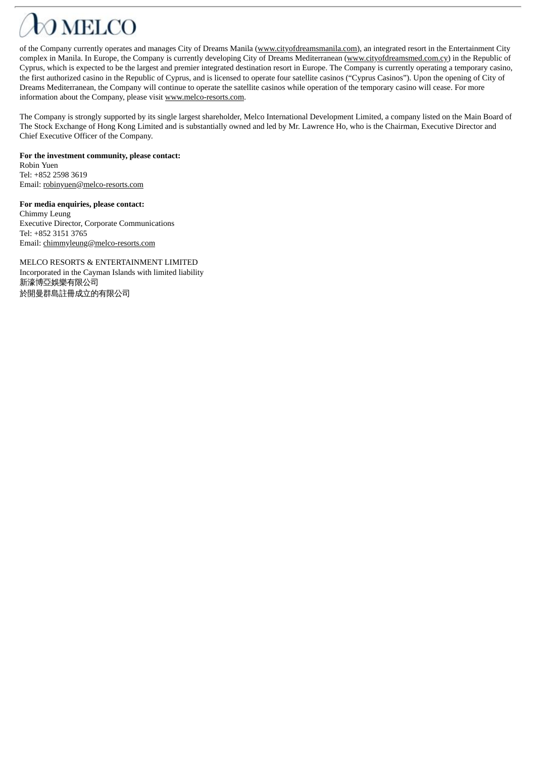of the Company currently operates and manages City of Dreams Manila (www.cityofdreamsmanila.com), an integrated resort in the Entertainment City complex in Manila. In Europe, the Company is currently developing City of Dreams Mediterranean (www.cityofdreamsmed.com.cy) in the Republic of Cyprus, which is expected to be the largest and premier integrated destination resort in Europe. The Company is currently operating a temporary casino, the first authorized casino in the Republic of Cyprus, and is licensed to operate four satellite casinos (“Cyprus Casinos”). Upon the opening of City of Dreams Mediterranean, the Company will continue to operate the satellite casinos while operation of the temporary casino will cease. For more information about the Company, please visit www.melco-resorts.com.

The Company is strongly supported by its single largest shareholder, Melco International Development Limited, a company listed on the Main Board of The Stock Exchange of Hong Kong Limited and is substantially owned and led by Mr. Lawrence Ho, who is the Chairman, Executive Director and Chief Executive Officer of the Company.

**For the investment community, please contact:**
Robin Yuen
Tel: +852 2598 3619
Email: robinyuen@melco-resorts.com

**For media enquiries, please contact:**
Chimmy Leung
Executive Director, Corporate Communications
Tel: +852 3151 3765
Email: chimmyleung@melco-resorts.com

MELCO RESORTS & ENTERTAINMENT LIMITED
Incorporated in the Cayman Islands with limited liability
新濠博亞娛樂有限公司
於開曼群島註冊成立的有限公司